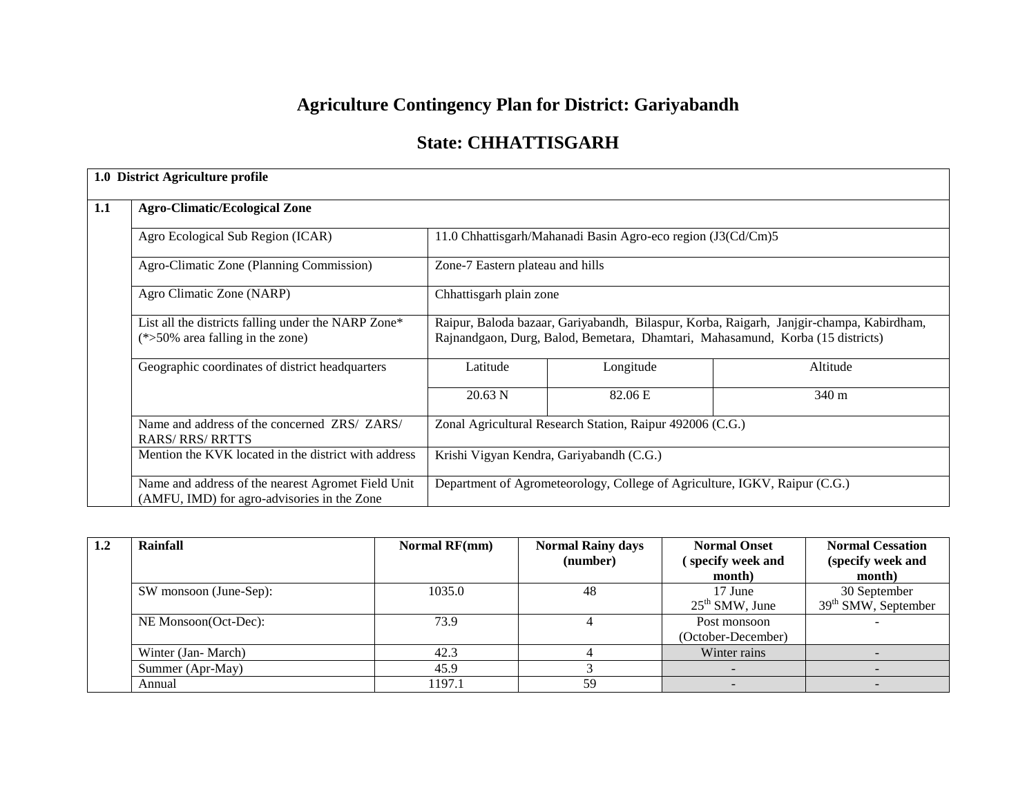# Agriculture Contingency Plan for District: Gariyabandh

## State: CHHATTISGARH

| 1.0 District Agriculture profile | | | | |
|---|---|---|---|---|
| **1.1** | **Agro-Climatic/Ecological Zone** | | | |
| | Agro Ecological Sub Region (ICAR) | 11.0 Chhattisgarh/Mahanadi Basin Agro-eco region (J3(Cd/Cm)5 | | |
| | Agro-Climatic Zone (Planning Commission) | Zone-7 Eastern plateau and hills | | |
| | Agro Climatic Zone (NARP) | Chhattisgarh plain zone | | |
| | List all the districts falling under the NARP Zone* (*>50% area falling in the zone) | Raipur, Baloda bazaar, Gariyabandh, Bilaspur, Korba, Raigarh, Janjgir-champa, Kabirdham, Rajnandgaon, Durg, Balod, Bemetara, Dhamtari, Mahasamund, Korba (15 districts) | | |
| | Geographic coordinates of district headquarters | Latitude | Longitude | Altitude |
| | | 20.63 N | 82.06 E | 340 m |
| | Name and address of the concerned ZRS/ ZARS/ RARS/ RRS/ RRTTS | Zonal Agricultural Research Station, Raipur 492006 (C.G.) | | |
| | Mention the KVK located in the district with address | Krishi Vigyan Kendra, Gariyabandh (C.G.) | | |
| | Name and address of the nearest Agromet Field Unit (AMFU, IMD) for agro-advisories in the Zone | Department of Agrometeorology, College of Agriculture, IGKV, Raipur (C.G.) | | |

| **1.2** | **Rainfall** | **Normal RF(mm)** | **Normal Rainy days (number)** | **Normal Onset ( specify week and month)** | **Normal Cessation (specify week and month)** |
|---|---|---|---|---|---|
| | SW monsoon (June-Sep): | 1035.0 | 48 | 17 June 25th SMW, June | 30 September 39th SMW, September |
| | NE Monsoon(Oct-Dec): | 73.9 | 4 | Post monsoon (October-December) | - |
| | Winter (Jan- March) | 42.3 | 4 | Winter rains | - |
| | Summer (Apr-May) | 45.9 | 3 | - | - |
| | Annual | 1197.1 | 59 | - | - |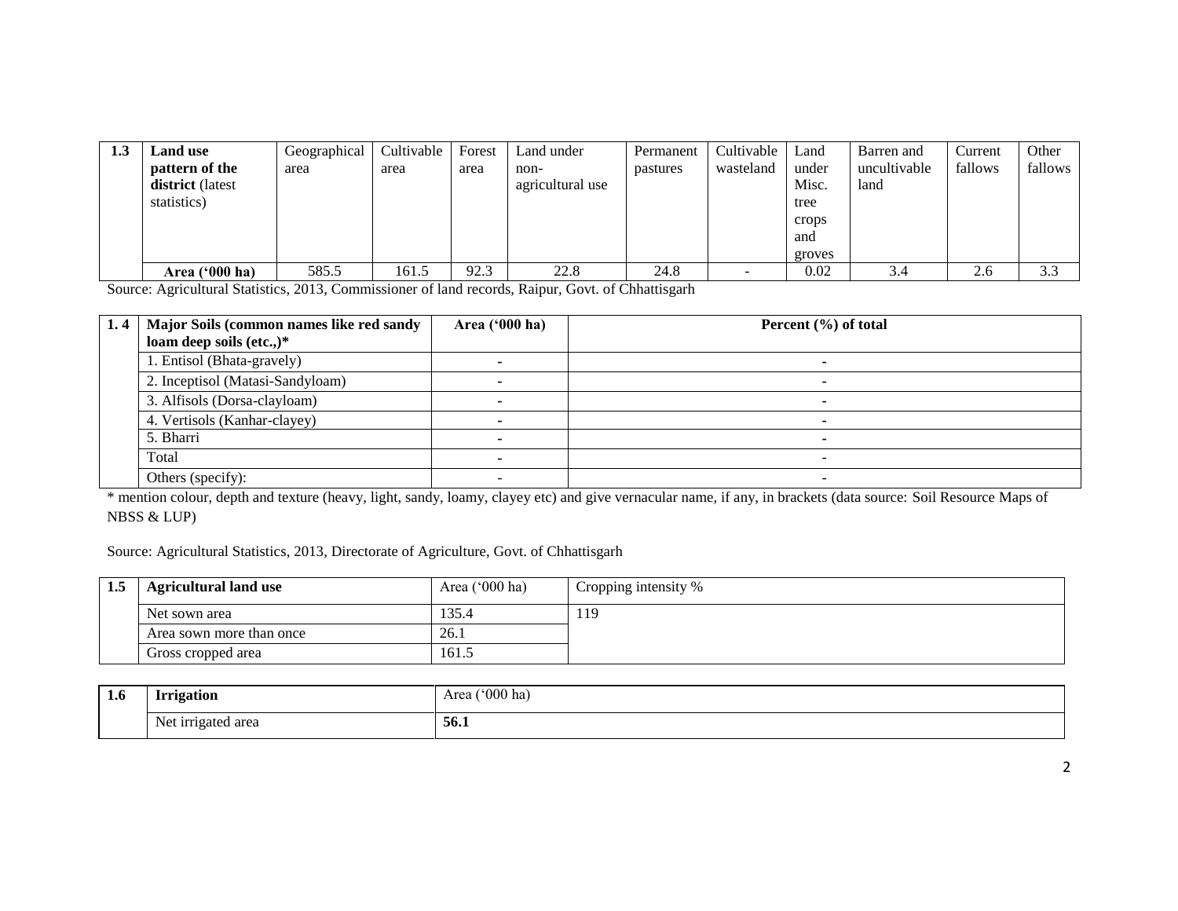| 1.3 | Land use pattern of the district (latest statistics) | Geographical area | Cultivable area | Forest area | Land under non-agricultural use | Permanent pastures | Cultivable wasteland | Land under Misc. tree crops and groves | Barren and uncultivable land | Current fallows | Other fallows |
|---|---|---|---|---|---|---|---|---|---|---|---|
| | **Area ('000 ha)** | 585.5 | 161.5 | 92.3 | 22.8 | 24.8 | - | 0.02 | 3.4 | 2.6 | 3.3 |

Source: Agricultural Statistics, 2013, Commissioner of land records, Raipur, Govt. of Chhattisgarh

| 1. 4 | Major Soils (common names like red sandy loam deep soils (etc.,)* | Area ('000 ha) | Percent (%) of total |
|---|---|---|---|
| | 1. Entisol (Bhata-gravely) | - | - |
| | 2. Inceptisol (Matasi-Sandyloam) | - | - |
| | 3. Alfisols (Dorsa-clayloam) | - | - |
| | 4. Vertisols (Kanhar-clayey) | - | - |
| | 5. Bharri | - | - |
| | Total | - | - |
| | Others (specify): | - | - |

* mention colour, depth and texture (heavy, light, sandy, loamy, clayey etc) and give vernacular name, if any, in brackets (data source: Soil Resource Maps of NBSS & LUP)

Source: Agricultural Statistics, 2013, Directorate of Agriculture, Govt. of Chhattisgarh

| 1.5 | Agricultural land use | Area ('000 ha) | Cropping intensity % |
|---|---|---|---|
| | Net sown area | 135.4 | 119 |
| | Area sown more than once | 26.1 | |
| | Gross cropped area | 161.5 | |

| 1.6 | Irrigation | Area ('000 ha) |
|---|---|---|
| | Net irrigated area | **56.1** |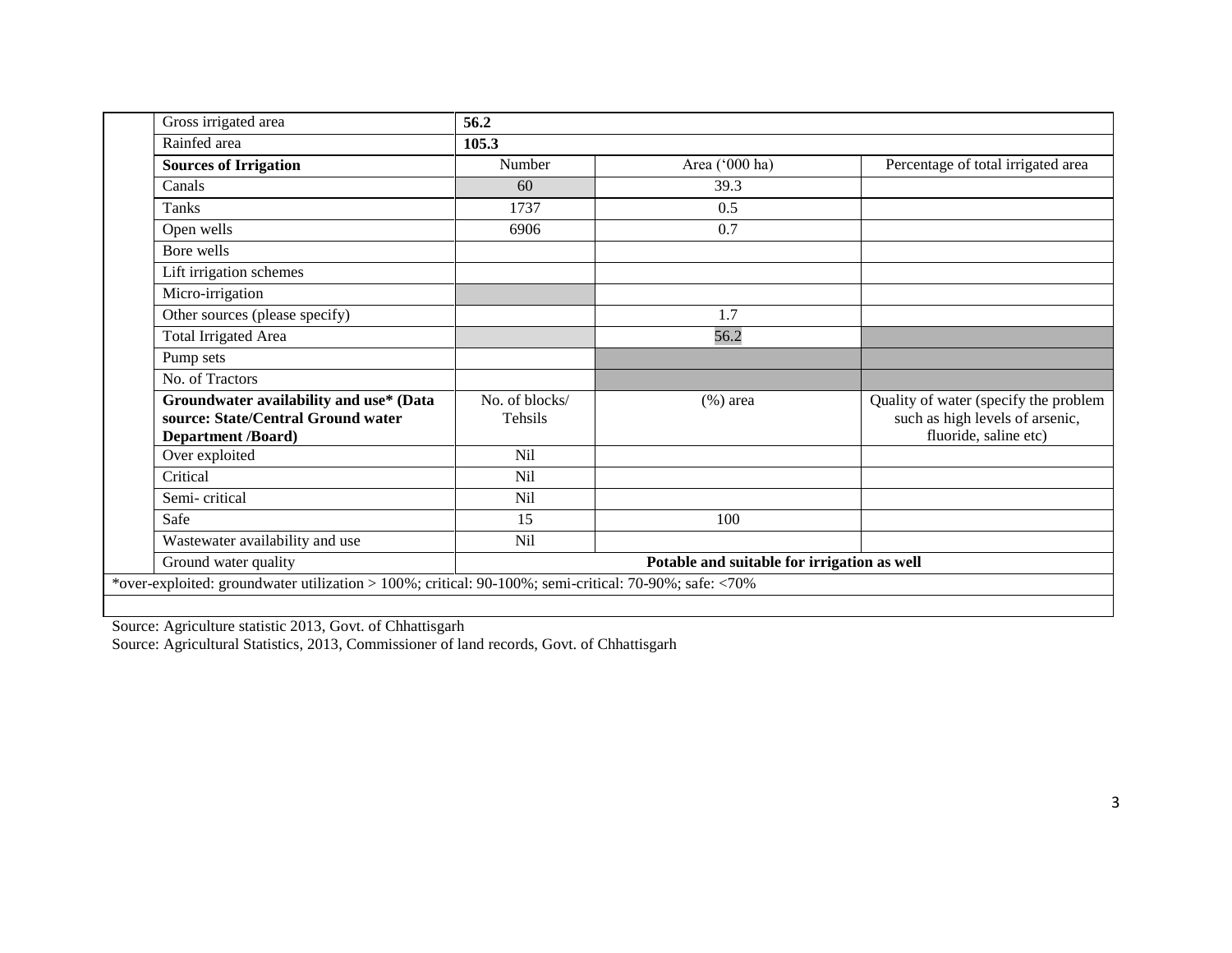| Gross irrigated area | 56.2 | | |
|---|---|---|---|
| Rainfed area | 105.3 | | |
| **Sources of Irrigation** | Number | Area ('000 ha) | Percentage of total irrigated area |
| Canals | 60 | 39.3 | |
| Tanks | 1737 | 0.5 | |
| Open wells | 6906 | 0.7 | |
| Bore wells | | | |
| Lift irrigation schemes | | | |
| Micro-irrigation | | | |
| Other sources (please specify) | | 1.7 | |
| Total Irrigated Area | | 56.2 | |
| Pump sets | | | |
| No. of Tractors | | | |
| **Groundwater availability and use* (Data source: State/Central Ground water Department /Board)** | No. of blocks/ Tehsils | (%) area | Quality of water (specify the problem such as high levels of arsenic, fluoride, saline etc) |
| Over exploited | Nil | | |
| Critical | Nil | | |
| Semi- critical | Nil | | |
| Safe | 15 | 100 | |
| Wastewater availability and use | Nil | | |
| Ground water quality | **Potable and suitable for irrigation as well** | | |

*over-exploited: groundwater utilization > 100%; critical: 90-100%; semi-critical: 70-90%; safe: <70%

Source: Agriculture statistic 2013, Govt. of Chhattisgarh

Source: Agricultural Statistics, 2013, Commissioner of land records, Govt. of Chhattisgarh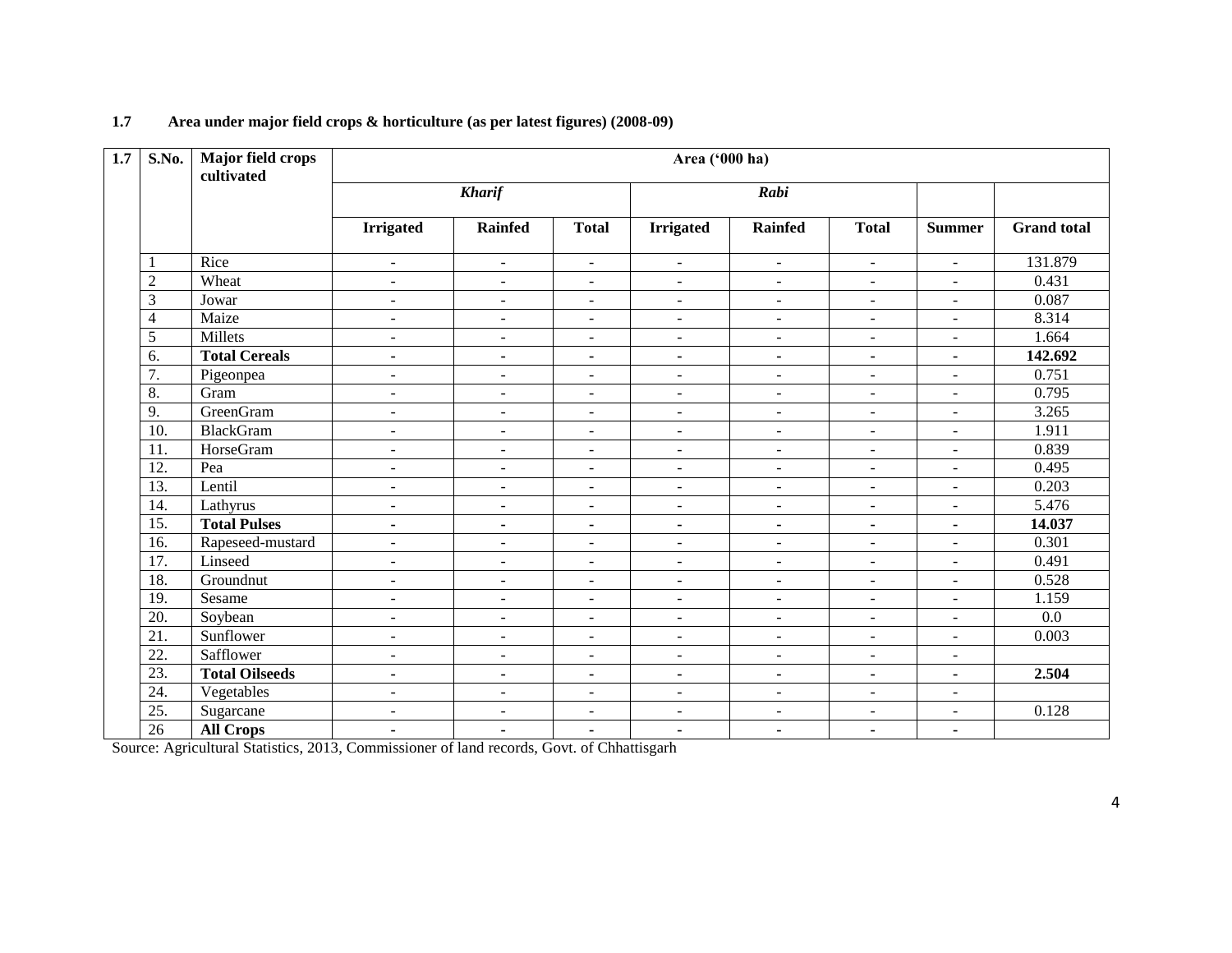**1.7 Area under major field crops & horticulture (as per latest figures) (2008-09)**

| 1.7 | S.No. | Major field crops cultivated | Area ('000 ha) | | | | | | | |
|---|---|---|---|---|---|---|---|---|---|---|
| | | | *Kharif* | | | *Rabi* | | | | |
| | | | **Irrigated** | **Rainfed** | **Total** | **Irrigated** | **Rainfed** | **Total** | **Summer** | **Grand total** |
| | 1 | Rice | - | - | - | - | - | - | - | 131.879 |
| | 2 | Wheat | - | - | - | - | - | - | - | 0.431 |
| | 3 | Jowar | - | - | - | - | - | - | - | 0.087 |
| | 4 | Maize | - | - | - | - | - | - | - | 8.314 |
| | 5 | Millets | - | - | - | - | - | - | - | 1.664 |
| | 6. | **Total Cereals** | **-** | **-** | **-** | **-** | **-** | **-** | **-** | **142.692** |
| | 7. | Pigeonpea | - | - | - | - | - | - | - | 0.751 |
| | 8. | Gram | - | - | - | - | - | - | - | 0.795 |
| | 9. | GreenGram | - | - | - | - | - | - | - | 3.265 |
| | 10. | BlackGram | - | - | - | - | - | - | - | 1.911 |
| | 11. | HorseGram | - | - | - | - | - | - | - | 0.839 |
| | 12. | Pea | - | - | - | - | - | - | - | 0.495 |
| | 13. | Lentil | - | - | - | - | - | - | - | 0.203 |
| | 14. | Lathyrus | - | - | - | - | - | - | - | 5.476 |
| | 15. | **Total Pulses** | **-** | **-** | **-** | **-** | **-** | **-** | **-** | **14.037** |
| | 16. | Rapeseed-mustard | - | - | - | - | - | - | - | 0.301 |
| | 17. | Linseed | - | - | - | - | - | - | - | 0.491 |
| | 18. | Groundnut | - | - | - | - | - | - | - | 0.528 |
| | 19. | Sesame | - | - | - | - | - | - | - | 1.159 |
| | 20. | Soybean | - | - | - | - | - | - | - | 0.0 |
| | 21. | Sunflower | - | - | - | - | - | - | - | 0.003 |
| | 22. | Safflower | - | - | - | - | - | - | - | |
| | 23. | **Total Oilseeds** | **-** | **-** | **-** | **-** | **-** | **-** | **-** | **2.504** |
| | 24. | Vegetables | - | - | - | - | - | - | - | |
| | 25. | Sugarcane | - | - | - | - | - | - | - | 0.128 |
| | 26 | **All Crops** | **-** | **-** | **-** | **-** | **-** | **-** | **-** | |

Source: Agricultural Statistics, 2013, Commissioner of land records, Govt. of Chhattisgarh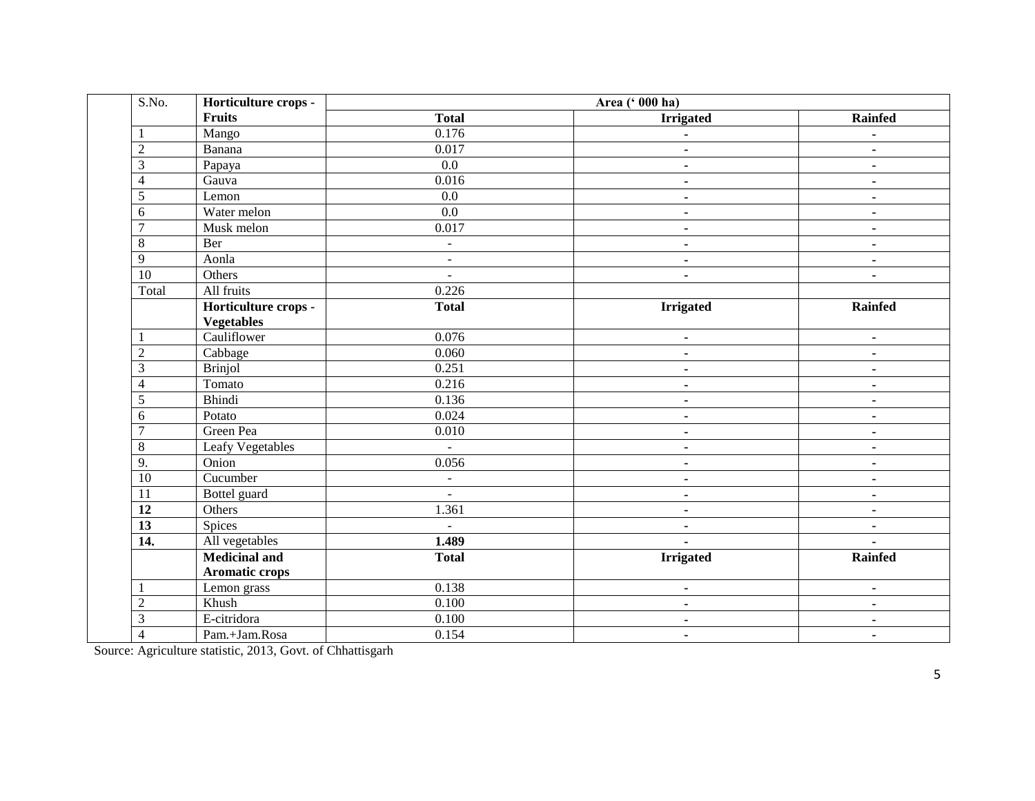| S.No. | Horticulture crops - Fruits | Area (' 000 ha) | | |
|---|---|---|---|---|
| | | **Total** | **Irrigated** | **Rainfed** |
| 1 | Mango | 0.176 | - | - |
| 2 | Banana | 0.017 | - | - |
| 3 | Papaya | 0.0 | - | - |
| 4 | Gauva | 0.016 | - | - |
| 5 | Lemon | 0.0 | - | - |
| 6 | Water melon | 0.0 | - | - |
| 7 | Musk melon | 0.017 | - | - |
| 8 | Ber | - | - | - |
| 9 | Aonla | - | - | - |
| 10 | Others | - | - | - |
| Total | All fruits | 0.226 | | |
| | **Horticulture crops - Vegetables** | **Total** | **Irrigated** | **Rainfed** |
| 1 | Cauliflower | 0.076 | - | - |
| 2 | Cabbage | 0.060 | - | - |
| 3 | Brinjol | 0.251 | - | - |
| 4 | Tomato | 0.216 | - | - |
| 5 | Bhindi | 0.136 | - | - |
| 6 | Potato | 0.024 | - | - |
| 7 | Green Pea | 0.010 | - | - |
| 8 | Leafy Vegetables | - | - | - |
| 9. | Onion | 0.056 | - | - |
| 10 | Cucumber | - | - | - |
| 11 | Bottel guard | - | - | - |
| **12** | Others | 1.361 | - | - |
| **13** | Spices | - | - | - |
| **14.** | All vegetables | **1.489** | - | - |
| | **Medicinal and Aromatic crops** | **Total** | **Irrigated** | **Rainfed** |
| 1 | Lemon grass | 0.138 | - | - |
| 2 | Khush | 0.100 | - | - |
| 3 | E-citridora | 0.100 | - | - |
| 4 | Pam.+Jam.Rosa | 0.154 | - | - |

Source: Agriculture statistic, 2013, Govt. of Chhattisgarh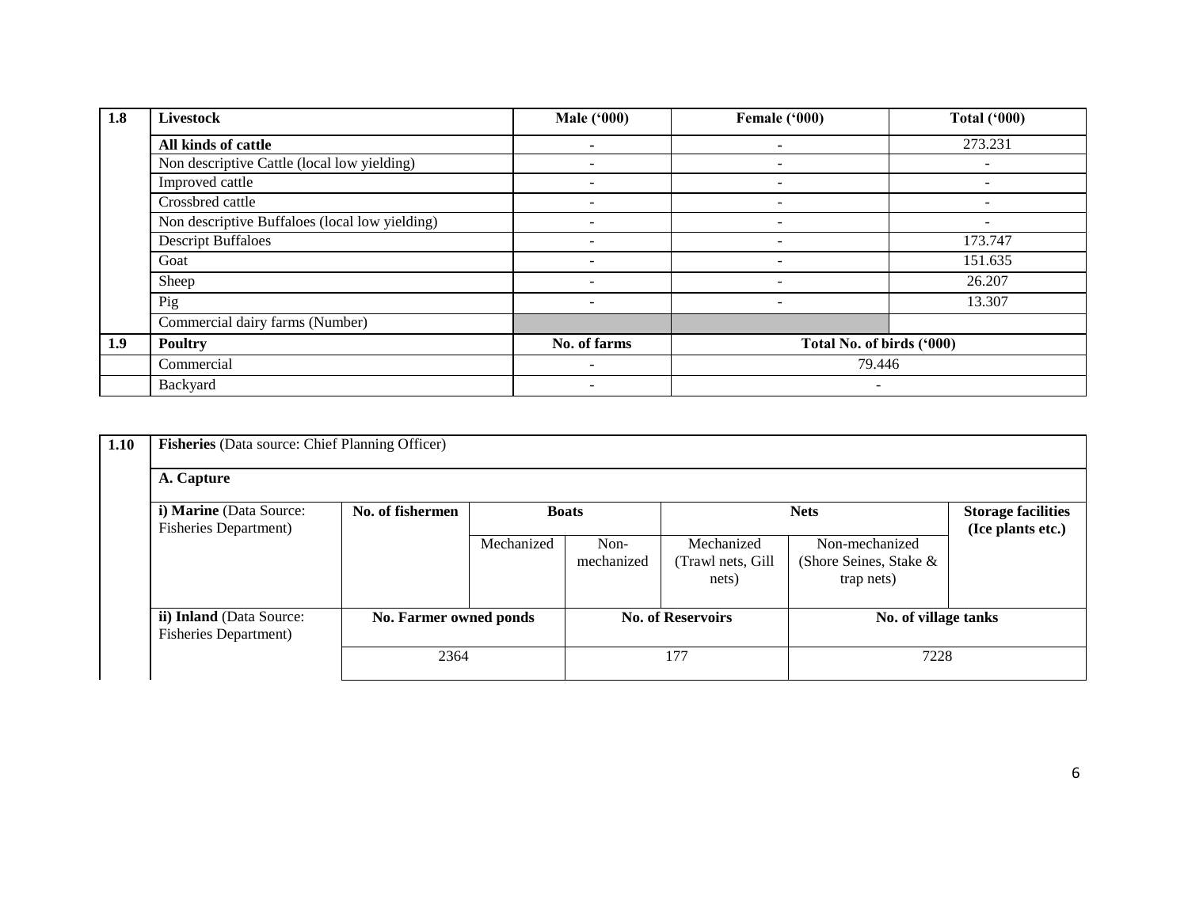| 1.8 | Livestock | Male ('000) | Female ('000) | Total ('000) |
|---|---|---|---|---|
| | **All kinds of cattle** | - | - | 273.231 |
| | Non descriptive Cattle (local low yielding) | - | - | - |
| | Improved cattle | - | - | - |
| | Crossbred cattle | - | - | - |
| | Non descriptive Buffaloes (local low yielding) | - | - | - |
| | Descript Buffaloes | - | - | 173.747 |
| | Goat | - | - | 151.635 |
| | Sheep | - | - | 26.207 |
| | Pig | - | - | 13.307 |
| | Commercial dairy farms (Number) | | | |
| **1.9** | **Poultry** | **No. of farms** | **Total No. of birds ('000)** | |
| | Commercial | - | 79.446 | |
| | Backyard | - | - | |

| 1.10 | Fisheries (Data source: Chief Planning Officer) | | | | | | |
|---|---|---|---|---|---|---|---|
| | **A. Capture** | | | | | | |
| | **i) Marine** (Data Source: Fisheries Department) | **No. of fishermen** | **Boats** | | **Nets** | | **Storage facilities (Ice plants etc.)** |
| | | | Mechanized | Non-mechanized | Mechanized (Trawl nets, Gill nets) | Non-mechanized (Shore Seines, Stake & trap nets) | |
| | **ii) Inland** (Data Source: Fisheries Department) | **No. Farmer owned ponds** | | **No. of Reservoirs** | | **No. of village tanks** | |
| | | 2364 | | 177 | | 7228 | |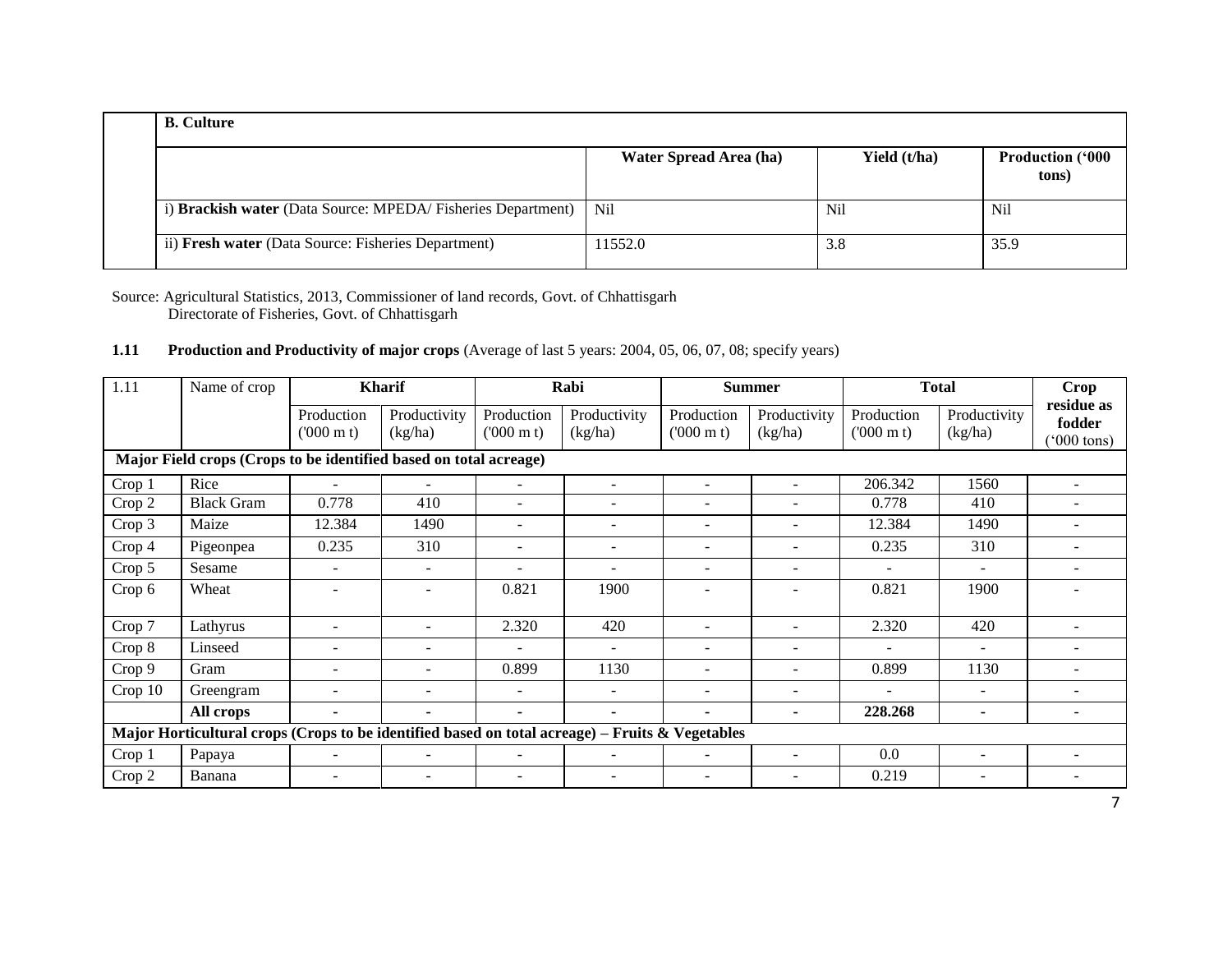| | **B. Culture** | | | |
|---|---|---|---|---|
| | | **Water Spread Area (ha)** | **Yield (t/ha)** | **Production ('000 tons)** |
| | i) **Brackish water** (Data Source: MPEDA/ Fisheries Department) | Nil | Nil | Nil |
| | ii) **Fresh water** (Data Source: Fisheries Department) | 11552.0 | 3.8 | 35.9 |

Source: Agricultural Statistics, 2013, Commissioner of land records, Govt. of Chhattisgarh
Directorate of Fisheries, Govt. of Chhattisgarh

**1.11 Production and Productivity of major crops** (Average of last 5 years: 2004, 05, 06, 07, 08; specify years)

| 1.11 | Name of crop | Kharif | | Rabi | | Summer | | Total | | Crop residue as fodder ('000 tons) |
|---|---|---|---|---|---|---|---|---|---|---|
| | | Production ('000 m t) | Productivity (kg/ha) | Production ('000 m t) | Productivity (kg/ha) | Production ('000 m t) | Productivity (kg/ha) | Production ('000 m t) | Productivity (kg/ha) | |
| **Major Field crops (Crops to be identified based on total acreage)** | | | | | | | | | | |
| Crop 1 | Rice | - | - | - | - | - | - | 206.342 | 1560 | - |
| Crop 2 | Black Gram | 0.778 | 410 | - | - | - | - | 0.778 | 410 | - |
| Crop 3 | Maize | 12.384 | 1490 | - | - | - | - | 12.384 | 1490 | - |
| Crop 4 | Pigeonpea | 0.235 | 310 | - | - | - | - | 0.235 | 310 | - |
| Crop 5 | Sesame | - | - | - | - | - | - | - | - | - |
| Crop 6 | Wheat | - | - | 0.821 | 1900 | - | - | 0.821 | 1900 | - |
| Crop 7 | Lathyrus | - | - | 2.320 | 420 | - | - | 2.320 | 420 | - |
| Crop 8 | Linseed | - | - | - | - | - | - | - | - | - |
| Crop 9 | Gram | - | - | 0.899 | 1130 | - | - | 0.899 | 1130 | - |
| Crop 10 | Greengram | - | - | - | - | - | - | - | - | - |
| | **All crops** | - | - | - | - | - | - | **228.268** | - | - |
| **Major Horticultural crops (Crops to be identified based on total acreage) – Fruits & Vegetables** | | | | | | | | | | |
| Crop 1 | Papaya | - | - | - | - | - | - | 0.0 | - | - |
| Crop 2 | Banana | - | - | - | - | - | - | 0.219 | - | - |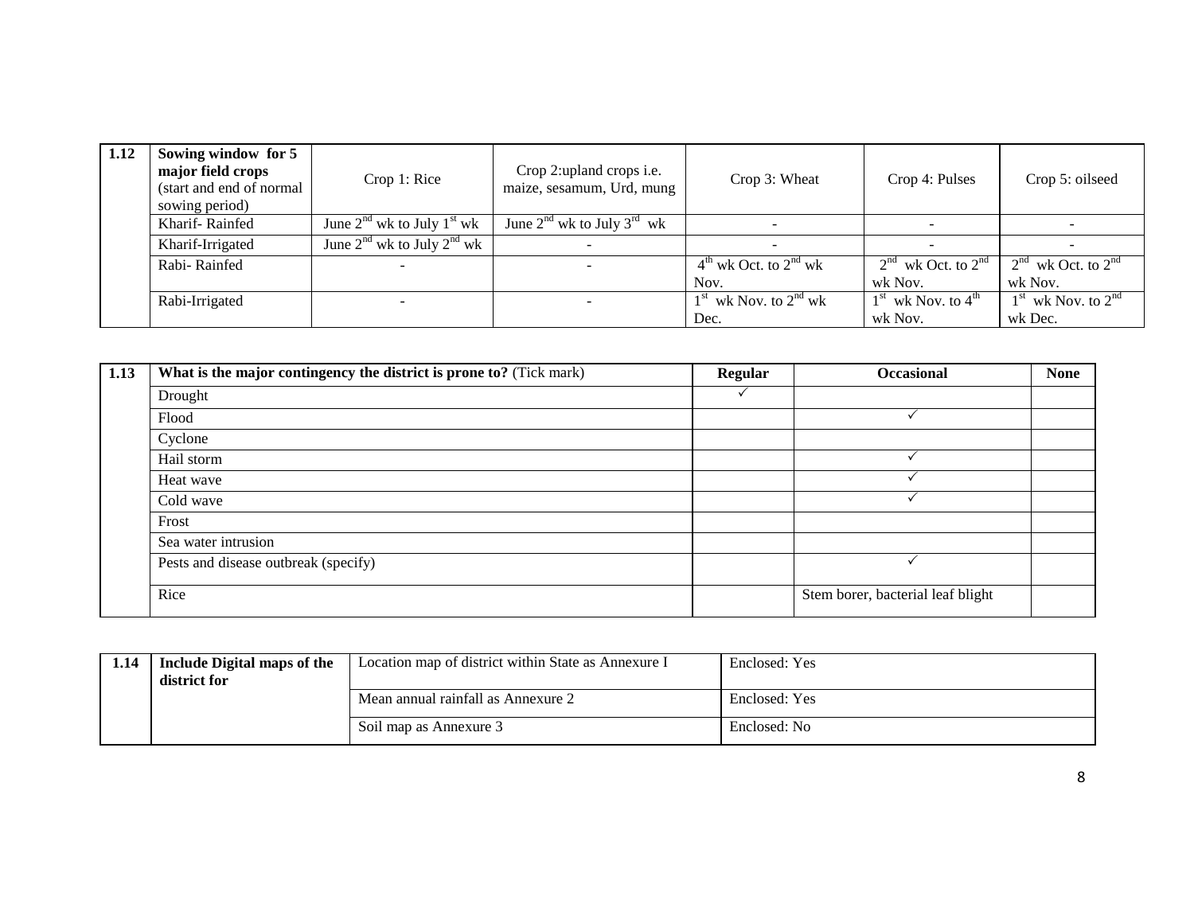| 1.12 | Sowing window for 5 major field crops (start and end of normal sowing period) | Crop 1: Rice | Crop 2:upland crops i.e. maize, sesamum, Urd, mung | Crop 3: Wheat | Crop 4: Pulses | Crop 5: oilseed |
|---|---|---|---|---|---|---|
| | Kharif- Rainfed | June 2nd wk to July 1st wk | June 2nd wk to July 3rd wk | - | - | - |
| | Kharif-Irrigated | June 2nd wk to July 2nd wk | - | - | - | - |
| | Rabi- Rainfed | - | - | 4th wk Oct. to 2nd wk Nov. | 2nd wk Oct. to 2nd wk Nov. | 2nd wk Oct. to 2nd wk Nov. |
| | Rabi-Irrigated | - | - | 1st wk Nov. to 2nd wk Dec. | 1st wk Nov. to 4th wk Nov. | 1st wk Nov. to 2nd wk Dec. |

| 1.13 | What is the major contingency the district is prone to? (Tick mark) | Regular | Occasional | None |
|---|---|---|---|---|
| | Drought | ✓ | | |
| | Flood | | ✓ | |
| | Cyclone | | | |
| | Hail storm | | ✓ | |
| | Heat wave | | ✓ | |
| | Cold wave | | ✓ | |
| | Frost | | | |
| | Sea water intrusion | | | |
| | Pests and disease outbreak (specify) | | ✓ | |
| | Rice | | Stem borer, bacterial leaf blight | |

| 1.14 | Include Digital maps of the district for | Location map of district within State as Annexure I | Enclosed: Yes |
|---|---|---|---|
| | | Mean annual rainfall as Annexure 2 | Enclosed: Yes |
| | | Soil map as Annexure 3 | Enclosed: No |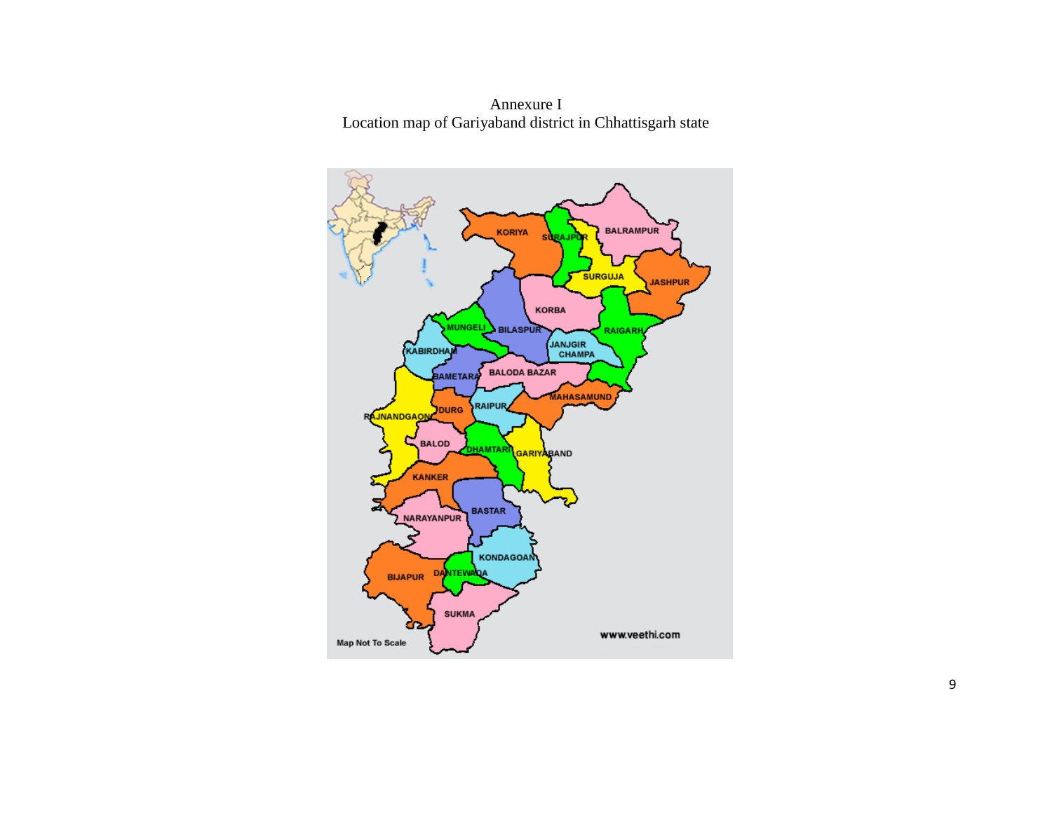Annexure I

Location map of Gariyaband district in Chhattisgarh state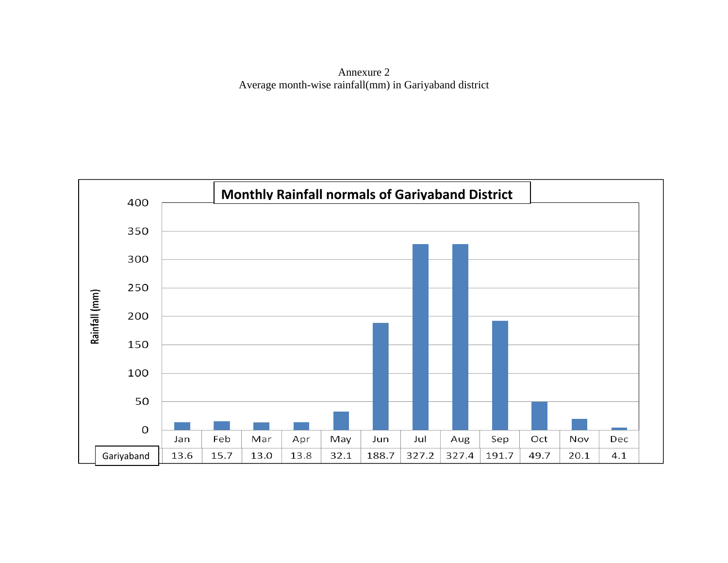Annexure 2

Average month-wise rainfall(mm) in Gariyaband district

**Monthly Rainfall normals of Gariyaband District**

| | Jan | Feb | Mar | Apr | May | Jun | Jul | Aug | Sep | Oct | Nov | Dec |
|---|---|---|---|---|---|---|---|---|---|---|---|---|
| Gariyaband | 13.6 | 15.7 | 13.0 | 13.8 | 32.1 | 188.7 | 327.2 | 327.4 | 191.7 | 49.7 | 20.1 | 4.1 |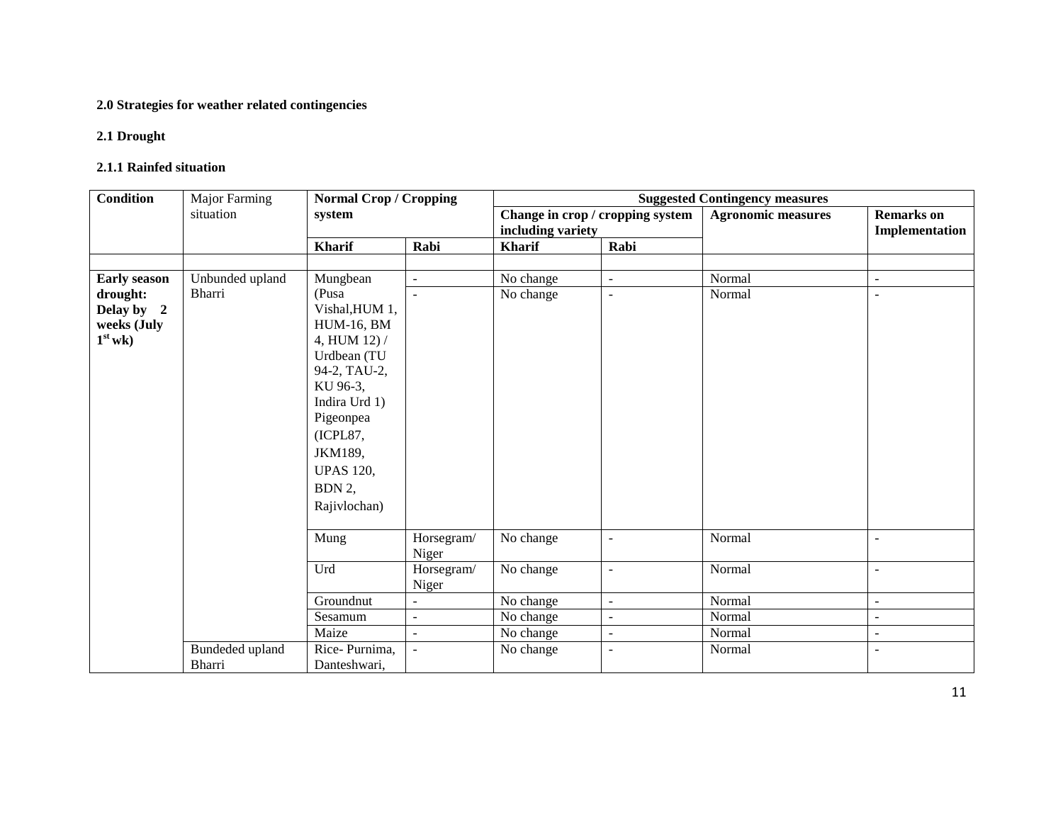**2.0 Strategies for weather related contingencies**

**2.1 Drought**

**2.1.1 Rainfed situation**

| **Condition** | Major Farming situation | **Normal Crop / Cropping system** | | **Suggested Contingency measures** | | | |
|---|---|---|---|---|---|---|---|
| | | | | **Change in crop / cropping system including variety** | | **Agronomic measures** | **Remarks on Implementation** |
| | | **Kharif** | **Rabi** | **Kharif** | **Rabi** | | |
| | | | | | | | |
| **Early season drought: Delay by 2 weeks (July 1st wk)** | Unbunded upland Bharri | Mungbean (Pusa Vishal,HUM 1, HUM-16, BM 4, HUM 12) / Urdbean (TU 94-2, TAU-2, KU 96-3, Indira Urd 1) Pigeonpea (ICPL87, JKM189, UPAS 120, BDN 2, Rajivlochan) | - | No change | - | Normal | - |
| | | | - | No change | - | Normal | - |
| | | Mung | Horsegram/ Niger | No change | - | Normal | - |
| | | Urd | Horsegram/ Niger | No change | - | Normal | - |
| | | Groundnut | - | No change | - | Normal | - |
| | | Sesamum | - | No change | - | Normal | - |
| | | Maize | - | No change | - | Normal | - |
| | Bundeded upland Bharri | Rice- Purnima, Danteshwari, | - | No change | - | Normal | - |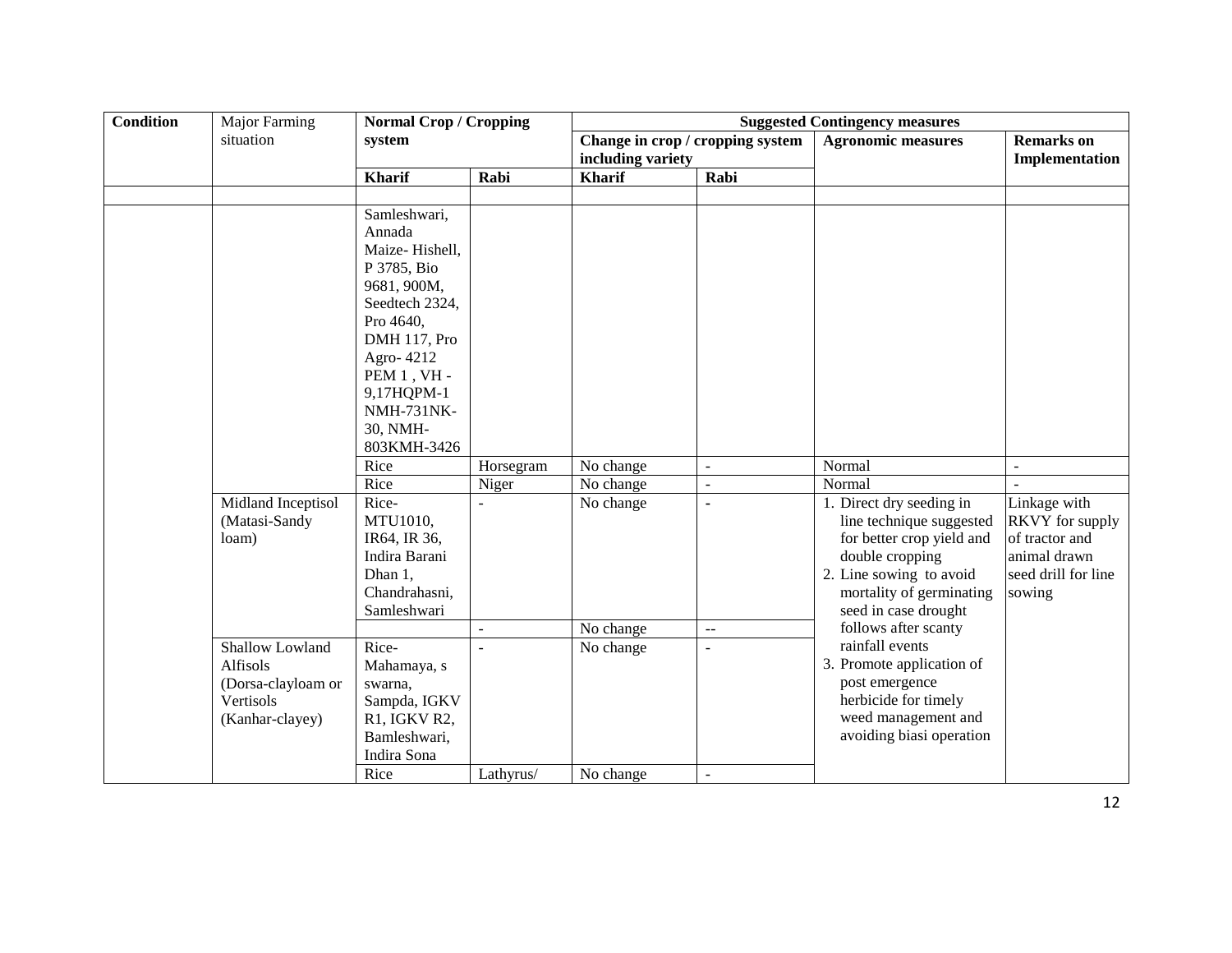| Condition | Major Farming situation | Normal Crop / Cropping system | | Suggested Contingency measures | | | |
|---|---|---|---|---|---|---|---|
| | | | | Change in crop / cropping system including variety | | Agronomic measures | Remarks on Implementation |
| | | Kharif | Rabi | Kharif | Rabi | | |
| | | | | | | | |
| | | Samleshwari, Annada Maize- Hishell, P 3785, Bio 9681, 900M, Seedtech 2324, Pro 4640, DMH 117, Pro Agro- 4212 PEM 1 , VH - 9,17HQPM-1 NMH-731NK-30, NMH-803KMH-3426 | | | | | |
| | | Rice | Horsegram | No change | - | Normal | - |
| | | Rice | Niger | No change | - | Normal | - |
| | Midland Inceptisol (Matasi-Sandy loam) | Rice- MTU1010, IR64, IR 36, Indira Barani Dhan 1, Chandrahasni, Samleshwari | - | No change | - | 1. Direct dry seeding in line technique suggested for better crop yield and double cropping<br>2. Line sowing to avoid mortality of germinating seed in case drought follows after scanty rainfall events<br>3. Promote application of post emergence herbicide for timely weed management and avoiding biasi operation | Linkage with RKVY for supply of tractor and animal drawn seed drill for line sowing |
| | | | - | No change | -- | | |
| | Shallow Lowland Alfisols (Dorsa-clayloam or Vertisols (Kanhar-clayey) | Rice- Mahamaya, s swarna, Sampda, IGKV R1, IGKV R2, Bamleshwari, Indira Sona | - | No change | - | | |
| | | Rice | Lathyrus/ | No change | - | | |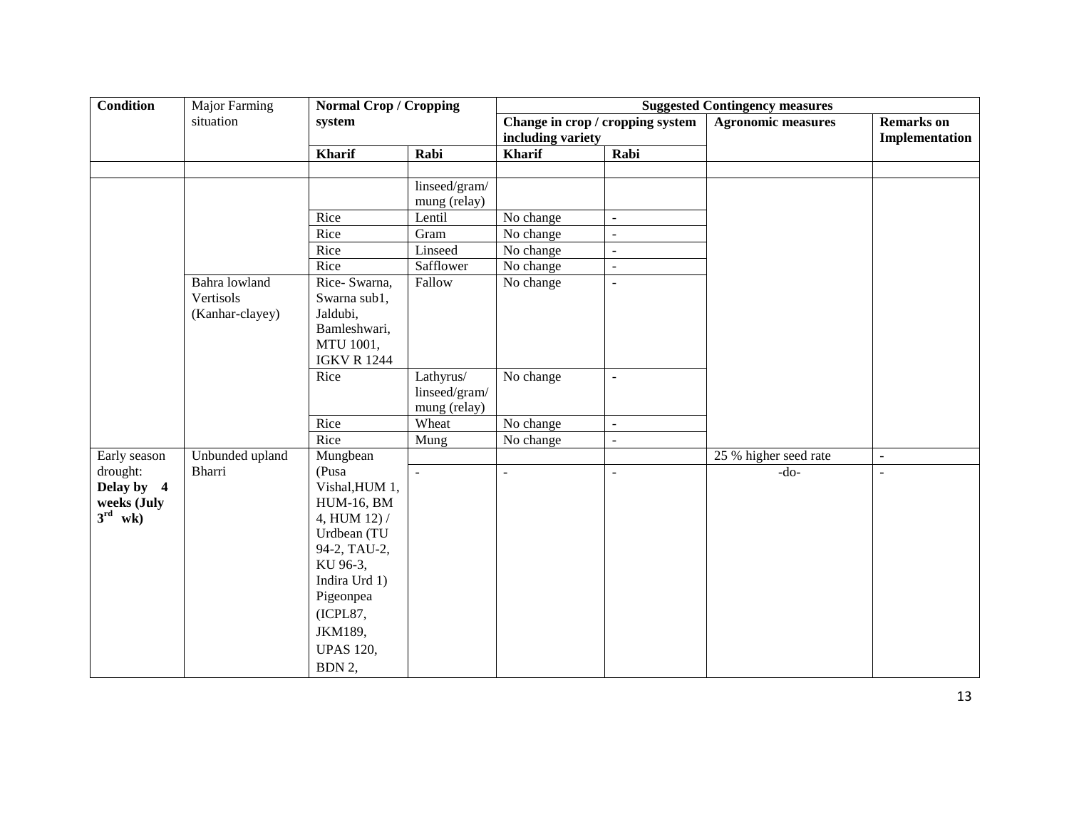| Condition | Major Farming situation | Normal Crop / Cropping system | | Suggested Contingency measures | | | |
|---|---|---|---|---|---|---|---|
| | | | | Change in crop / cropping system including variety | | Agronomic measures | Remarks on Implementation |
| | | Kharif | Rabi | Kharif | Rabi | | |
| | | | | | | | |
| | | | linseed/gram/ mung (relay) | | | | |
| | | Rice | Lentil | No change | - | | |
| | | Rice | Gram | No change | - | | |
| | | Rice | Linseed | No change | - | | |
| | | Rice | Safflower | No change | - | | |
| | Bahra lowland Vertisols (Kanhar-clayey) | Rice- Swarna, Swarna sub1, Jaldubi, Bamleshwari, MTU 1001, IGKV R 1244 | Fallow | No change | - | | |
| | | Rice | Lathyrus/ linseed/gram/ mung (relay) | No change | - | | |
| | | Rice | Wheat | No change | - | | |
| | | Rice | Mung | No change | - | | |
| Early season drought: **Delay by 4 weeks (July 3rd wk)** | Unbunded upland Bharri | Mungbean | | | | 25 % higher seed rate | - |
| | | (Pusa Vishal,HUM 1, HUM-16, BM 4, HUM 12) / Urdbean (TU 94-2, TAU-2, KU 96-3, Indira Urd 1) Pigeonpea (ICPL87, JKM189, UPAS 120, BDN 2, | - | - | - | -do- | - |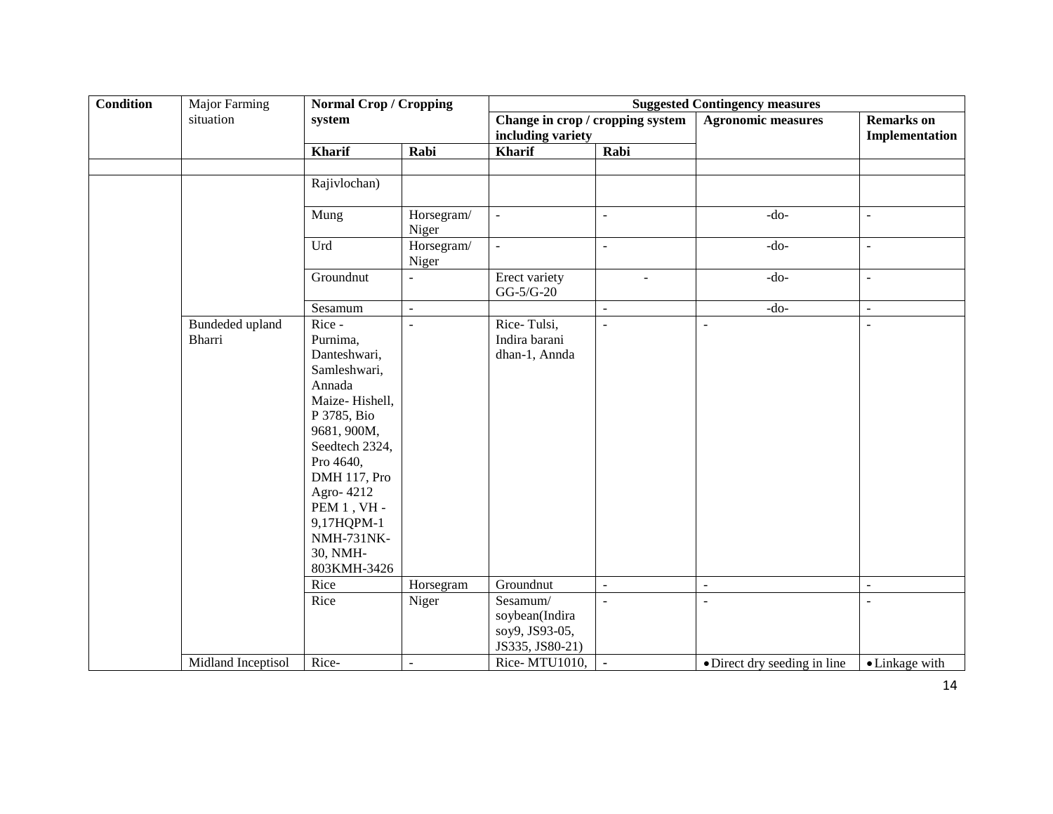| Condition | Major Farming situation | Normal Crop / Cropping system | | Suggested Contingency measures | | | |
|---|---|---|---|---|---|---|---|
| | | | | Change in crop / cropping system including variety | | Agronomic measures | Remarks on Implementation |
| | | Kharif | Rabi | Kharif | Rabi | | |
| | | | | | | | |
| | | Rajivlochan) | | | | | |
| | | Mung | Horsegram/ Niger | - | - | -do- | - |
| | | Urd | Horsegram/ Niger | - | - | -do- | - |
| | | Groundnut | - | Erect variety GG-5/G-20 | - | -do- | - |
| | | Sesamum | - | | - | -do- | - |
| | Bundeded upland Bharri | Rice - Purnima, Danteshwari, Samleshwari, Annada Maize- Hishell, P 3785, Bio 9681, 900M, Seedtech 2324, Pro 4640, DMH 117, Pro Agro- 4212 PEM 1 , VH - 9,17HQPM-1 NMH-731NK-30, NMH-803KMH-3426 | - | Rice- Tulsi, Indira barani dhan-1, Annda | - | - | - |
| | | Rice | Horsegram | Groundnut | - | - | - |
| | | Rice | Niger | Sesamum/ soybean(Indira soy9, JS93-05, JS335, JS80-21) | - | - | - |
| | Midland Inceptisol | Rice- | - | Rice- MTU1010, | - | • Direct dry seeding in line | • Linkage with |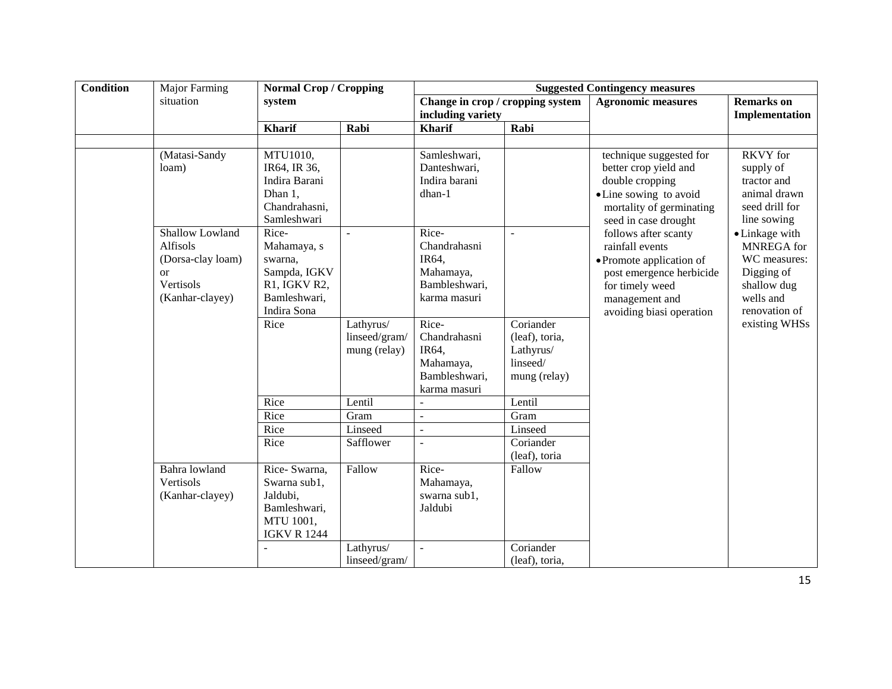| Condition | Major Farming situation | Normal Crop / Cropping system | | Suggested Contingency measures | | | |
|---|---|---|---|---|---|---|---|
| | | | | Change in crop / cropping system including variety | | Agronomic measures | Remarks on Implementation |
| | | **Kharif** | **Rabi** | **Kharif** | **Rabi** | | |
| | | | | | | | |
| | (Matasi-Sandy loam) | MTU1010, IR64, IR 36, Indira Barani Dhan 1, Chandrahasni, Samleshwari | | Samleshwari, Danteshwari, Indira barani dhan-1 | | technique suggested for better crop yield and double cropping<br>• Line sowing to avoid mortality of germinating seed in case drought follows after scanty rainfall events<br>• Promote application of post emergence herbicide for timely weed management and avoiding biasi operation | RKVY for supply of tractor and animal drawn seed drill for line sowing<br>• Linkage with MNREGA for WC measures: Digging of shallow dug wells and renovation of existing WHSs |
| | Shallow Lowland Alfisols (Dorsa-clay loam) or Vertisols (Kanhar-clayey) | Rice- Mahamaya, s swarna, Sampda, IGKV R1, IGKV R2, Bamleshwari, Indira Sona | - | Rice- Chandrahasni IR64, Mahamaya, Bambleshwari, karma masuri | - | | |
| | | Rice | Lathyrus/ linseed/gram/ mung (relay) | Rice- Chandrahasni IR64, Mahamaya, Bambleshwari, karma masuri | Coriander (leaf), toria, Lathyrus/ linseed/ mung (relay) | | |
| | | Rice | Lentil | - | Lentil | | |
| | | Rice | Gram | - | Gram | | |
| | | Rice | Linseed | - | Linseed | | |
| | | Rice | Safflower | - | Coriander (leaf), toria | | |
| | Bahra lowland Vertisols (Kanhar-clayey) | Rice- Swarna, Swarna sub1, Jaldubi, Bamleshwari, MTU 1001, IGKV R 1244 | Fallow | Rice- Mahamaya, swarna sub1, Jaldubi | Fallow | | |
| | | - | Lathyrus/ linseed/gram/ | - | Coriander (leaf), toria, | | |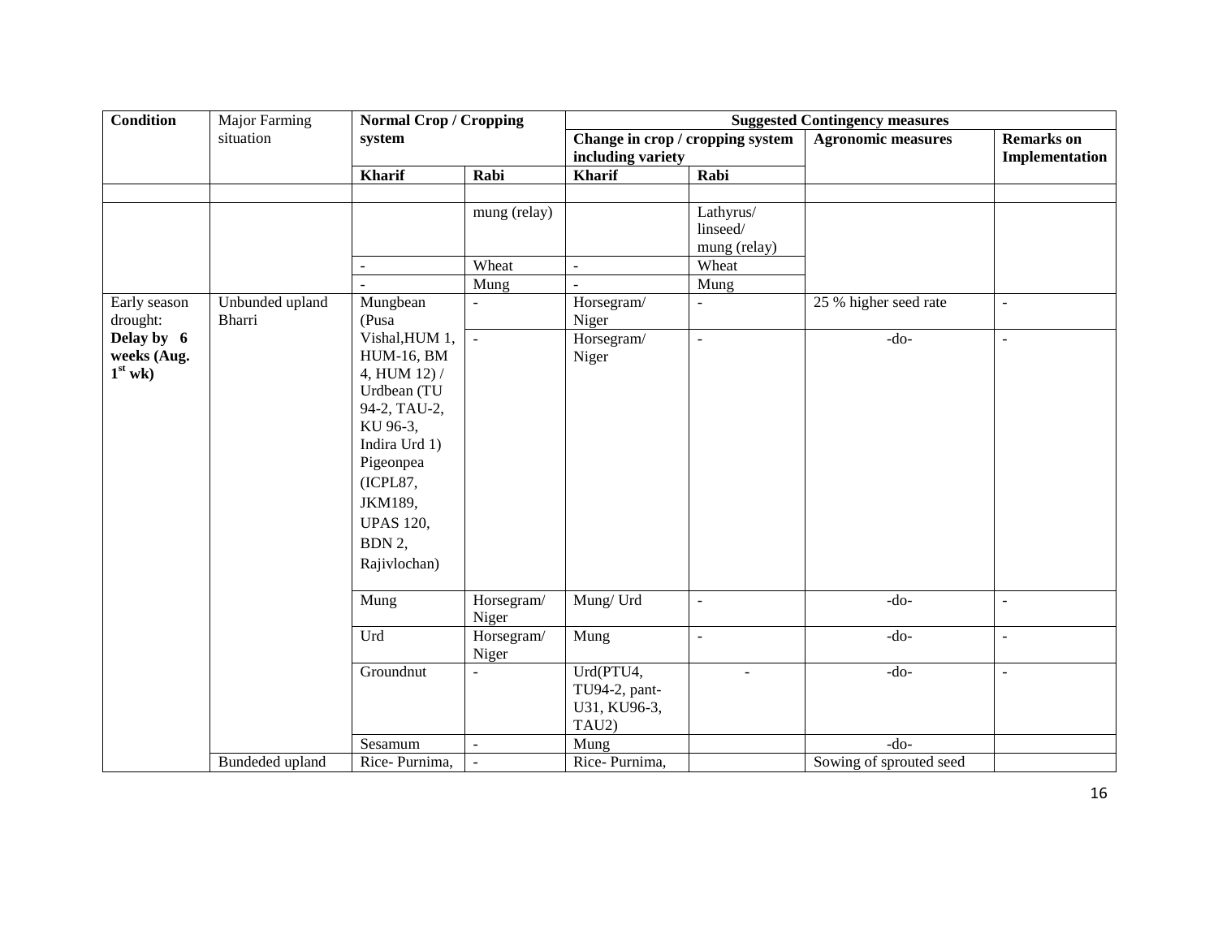| Condition | Major Farming situation | Normal Crop / Cropping system | | Suggested Contingency measures | | | |
|---|---|---|---|---|---|---|---|
| | | | | Change in crop / cropping system including variety | | Agronomic measures | Remarks on Implementation |
| | | Kharif | Rabi | Kharif | Rabi | | |
| | | | | | | | |
| | | | mung (relay) | | Lathyrus/ linseed/ mung (relay) | | |
| | | - | Wheat | - | Wheat | | |
| | | - | Mung | - | Mung | | |
| Early season drought: **Delay by 6 weeks (Aug. 1st wk)** | Unbunded upland Bharri | Mungbean (Pusa Vishal,HUM 1, HUM-16, BM 4, HUM 12) / Urdbean (TU 94-2, TAU-2, KU 96-3, Indira Urd 1) Pigeonpea (ICPL87, JKM189, UPAS 120, BDN 2, Rajivlochan) | - | Horsegram/ Niger | - | 25 % higher seed rate | - |
| | | | - | Horsegram/ Niger | - | -do- | - |
| | | Mung | Horsegram/ Niger | Mung/ Urd | - | -do- | - |
| | | Urd | Horsegram/ Niger | Mung | - | -do- | - |
| | | Groundnut | - | Urd(PTU4, TU94-2, pant-U31, KU96-3, TAU2) | - | -do- | - |
| | | Sesamum | - | Mung | | -do- | |
| | Bundeded upland | Rice- Purnima, | - | Rice- Purnima, | | Sowing of sprouted seed | |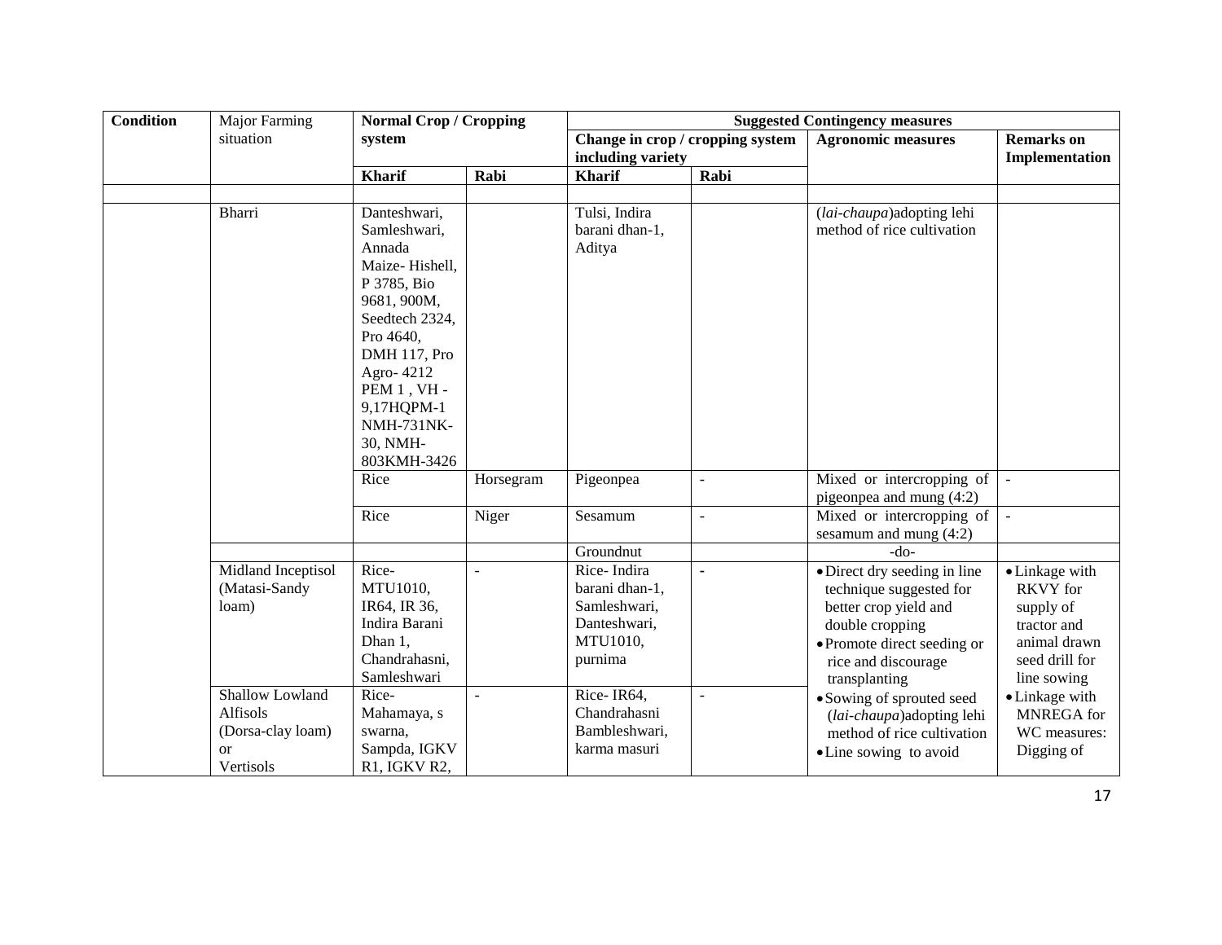| Condition | Major Farming situation | Normal Crop / Cropping system | | Suggested Contingency measures | | | |
|---|---|---|---|---|---|---|---|
| | | | | Change in crop / cropping system including variety | | Agronomic measures | Remarks on Implementation |
| | | Kharif | Rabi | Kharif | Rabi | | |
| | | | | | | | |
| | Bharri | Danteshwari, Samleshwari, Annada Maize- Hishell, P 3785, Bio 9681, 900M, Seedtech 2324, Pro 4640, DMH 117, Pro Agro- 4212 PEM 1 , VH - 9,17HQPM-1 NMH-731NK-30, NMH-803KMH-3426 | | Tulsi, Indira barani dhan-1, Aditya | | (*lai-chaupa*)adopting lehi method of rice cultivation | |
| | | Rice | Horsegram | Pigeonpea | - | Mixed or intercropping of pigeonpea and mung (4:2) | - |
| | | Rice | Niger | Sesamum | - | Mixed or intercropping of sesamum and mung (4:2) | - |
| | | | | Groundnut | | -do- | |
| | Midland Inceptisol (Matasi-Sandy loam) | Rice- MTU1010, IR64, IR 36, Indira Barani Dhan 1, Chandrahasni, Samleshwari | - | Rice- Indira barani dhan-1, Samleshwari, Danteshwari, MTU1010, purnima | - | • Direct dry seeding in line technique suggested for better crop yield and double cropping<br>• Promote direct seeding or rice and discourage transplanting<br>• Sowing of sprouted seed (*lai-chaupa*)adopting lehi method of rice cultivation<br>• Line sowing to avoid | • Linkage with RKVY for supply of tractor and animal drawn seed drill for line sowing<br>• Linkage with MNREGA for WC measures: Digging of |
| | Shallow Lowland Alfisols (Dorsa-clay loam) or Vertisols | Rice- Mahamaya, s swarna, Sampda, IGKV R1, IGKV R2, | - | Rice- IR64, Chandrahasni Bambleshwari, karma masuri | - | | |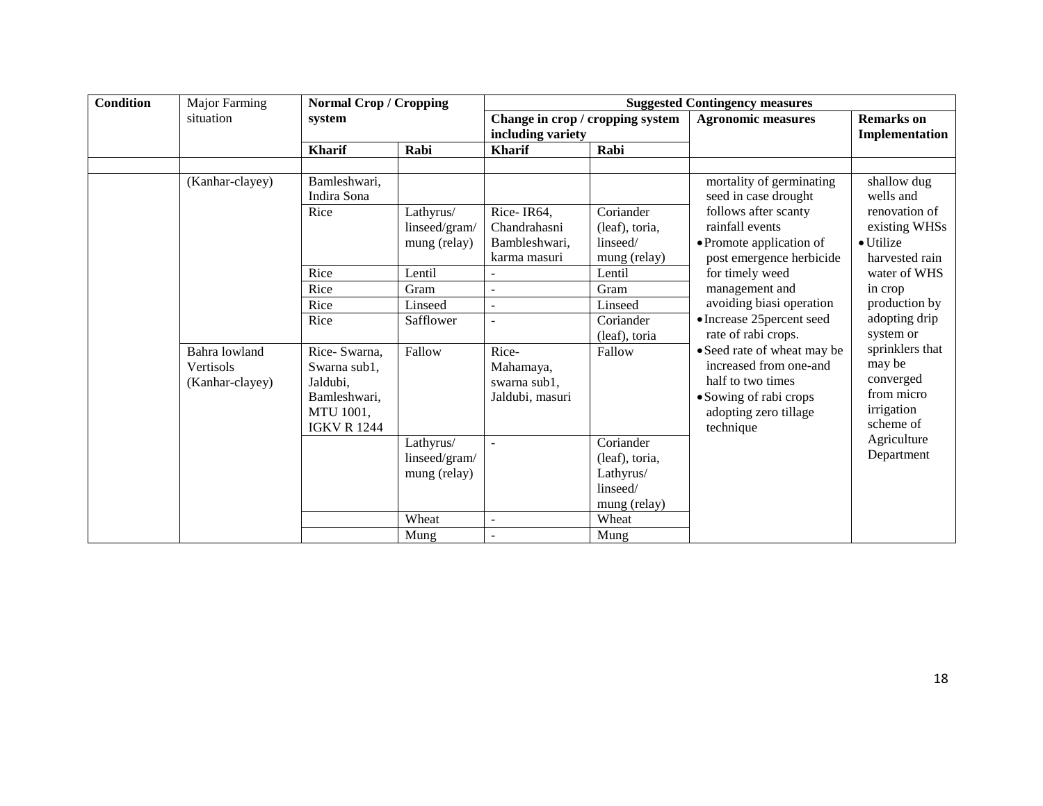| Condition | Major Farming situation | Normal Crop / Cropping system | | Suggested Contingency measures | | | |
|---|---|---|---|---|---|---|---|
| | | | | Change in crop / cropping system including variety | | Agronomic measures | Remarks on Implementation |
| | | Kharif | Rabi | Kharif | Rabi | | |
| | | | | | | | |
| | (Kanhar-clayey) | Bamleshwari, Indira Sona | | | | mortality of germinating seed in case drought follows after scanty rainfall events<br>• Promote application of post emergence herbicide for timely weed management and avoiding biasi operation<br>• Increase 25percent seed rate of rabi crops.<br>• Seed rate of wheat may be increased from one-and half to two times<br>• Sowing of rabi crops adopting zero tillage technique | shallow dug wells and renovation of existing WHSs<br>• Utilize harvested rain water of WHS in crop production by adopting drip system or sprinklers that may be converged from micro irrigation scheme of Agriculture Department |
| | | Rice | Lathyrus/ linseed/gram/ mung (relay) | Rice- IR64, Chandrahasni Bambleshwari, karma masuri | Coriander (leaf), toria, linseed/ mung (relay) | | |
| | | Rice | Lentil | - | Lentil | | |
| | | Rice | Gram | - | Gram | | |
| | | Rice | Linseed | - | Linseed | | |
| | | Rice | Safflower | - | Coriander (leaf), toria | | |
| | Bahra lowland Vertisols (Kanhar-clayey) | Rice- Swarna, Swarna sub1, Jaldubi, Bamleshwari, MTU 1001, IGKV R 1244 | Fallow | Rice- Mahamaya, swarna sub1, Jaldubi, masuri | Fallow | | |
| | | | Lathyrus/ linseed/gram/ mung (relay) | - | Coriander (leaf), toria, Lathyrus/ linseed/ mung (relay) | | |
| | | | Wheat | - | Wheat | | |
| | | | Mung | - | Mung | | |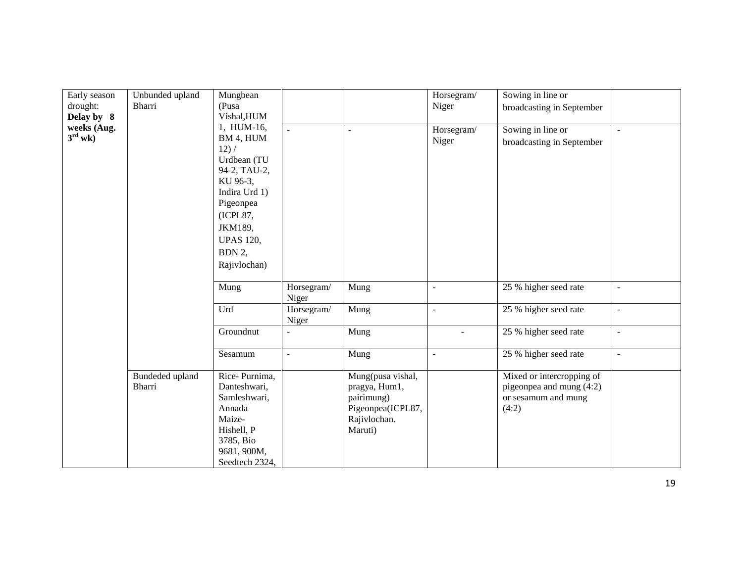| Early season drought: **Delay by 8 weeks (Aug. 3rd wk)** | Unbunded upland Bharri | Mungbean (Pusa Vishal,HUM 1, HUM-16, BM 4, HUM 12) / Urdbean (TU 94-2, TAU-2, KU 96-3, Indira Urd 1) Pigeonpea (ICPL87, JKM189, UPAS 120, BDN 2, Rajivlochan) | | | Horsegram/ Niger | Sowing in line or broadcasting in September | |
|---|---|---|---|---|---|---|---|
| | | | - | - | Horsegram/ Niger | Sowing in line or broadcasting in September | - |
| | | Mung | Horsegram/ Niger | Mung | - | 25 % higher seed rate | - |
| | | Urd | Horsegram/ Niger | Mung | - | 25 % higher seed rate | - |
| | | Groundnut | - | Mung | - | 25 % higher seed rate | - |
| | | Sesamum | - | Mung | - | 25 % higher seed rate | - |
| | Bundeded upland Bharri | Rice- Purnima, Danteshwari, Samleshwari, Annada Maize- Hishell, P 3785, Bio 9681, 900M, Seedtech 2324, | | Mung(pusa vishal, pragya, Hum1, pairimung) Pigeonpea(ICPL87, Rajivlochan. Maruti) | | Mixed or intercropping of pigeonpea and mung (4:2) or sesamum and mung (4:2) | |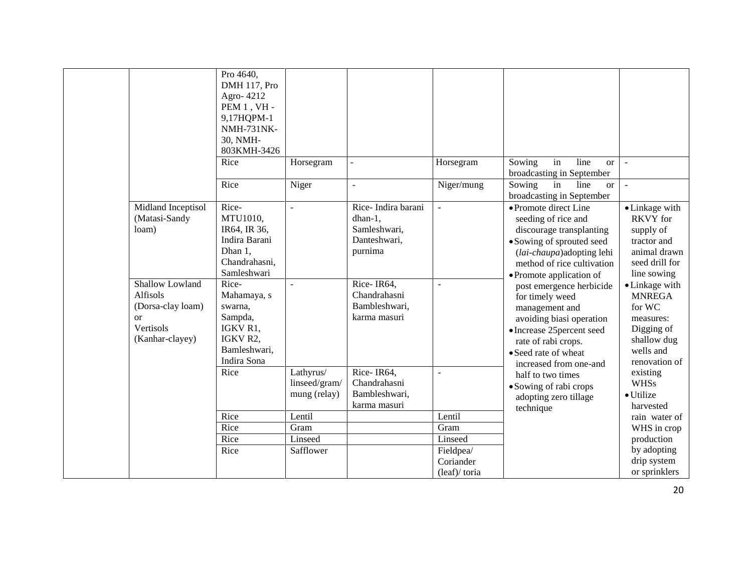| | | | | | | | |
|---|---|---|---|---|---|---|---|
| | | Pro 4640, DMH 117, Pro Agro- 4212 PEM 1 , VH - 9,17HQPM-1 NMH-731NK-30, NMH-803KMH-3426 | | | | | |
| | | Rice | Horsegram | - | Horsegram | Sowing in line or broadcasting in September | - |
| | | Rice | Niger | - | Niger/mung | Sowing in line or broadcasting in September | - |
| | Midland Inceptisol (Matasi-Sandy loam) | Rice- MTU1010, IR64, IR 36, Indira Barani Dhan 1, Chandrahasni, Samleshwari | - | Rice- Indira barani dhan-1, Samleshwari, Danteshwari, purnima | - | • Promote direct Line seeding of rice and discourage transplanting<br>• Sowing of sprouted seed (*lai-chaupa*)adopting lehi method of rice cultivation<br>• Promote application of post emergence herbicide for timely weed management and avoiding biasi operation<br>• Increase 25percent seed rate of rabi crops.<br>• Seed rate of wheat increased from one-and half to two times<br>• Sowing of rabi crops adopting zero tillage technique | • Linkage with RKVY for supply of tractor and animal drawn seed drill for line sowing<br>• Linkage with MNREGA for WC measures: Digging of shallow dug wells and renovation of existing WHSs<br>• Utilize harvested rain water of WHS in crop production by adopting drip system or sprinklers |
| | Shallow Lowland Alfisols (Dorsa-clay loam) or Vertisols (Kanhar-clayey) | Rice- Mahamaya, s swarna, Sampda, IGKV R1, IGKV R2, Bamleshwari, Indira Sona | - | Rice- IR64, Chandrahasni Bambleshwari, karma masuri | - | | |
| | | Rice | Lathyrus/ linseed/gram/ mung (relay) | Rice- IR64, Chandrahasni Bambleshwari, karma masuri | - | | |
| | | Rice | Lentil | | Lentil | | |
| | | Rice | Gram | | Gram | | |
| | | Rice | Linseed | | Linseed | | |
| | | Rice | Safflower | | Fieldpea/ Coriander (leaf)/ toria | | |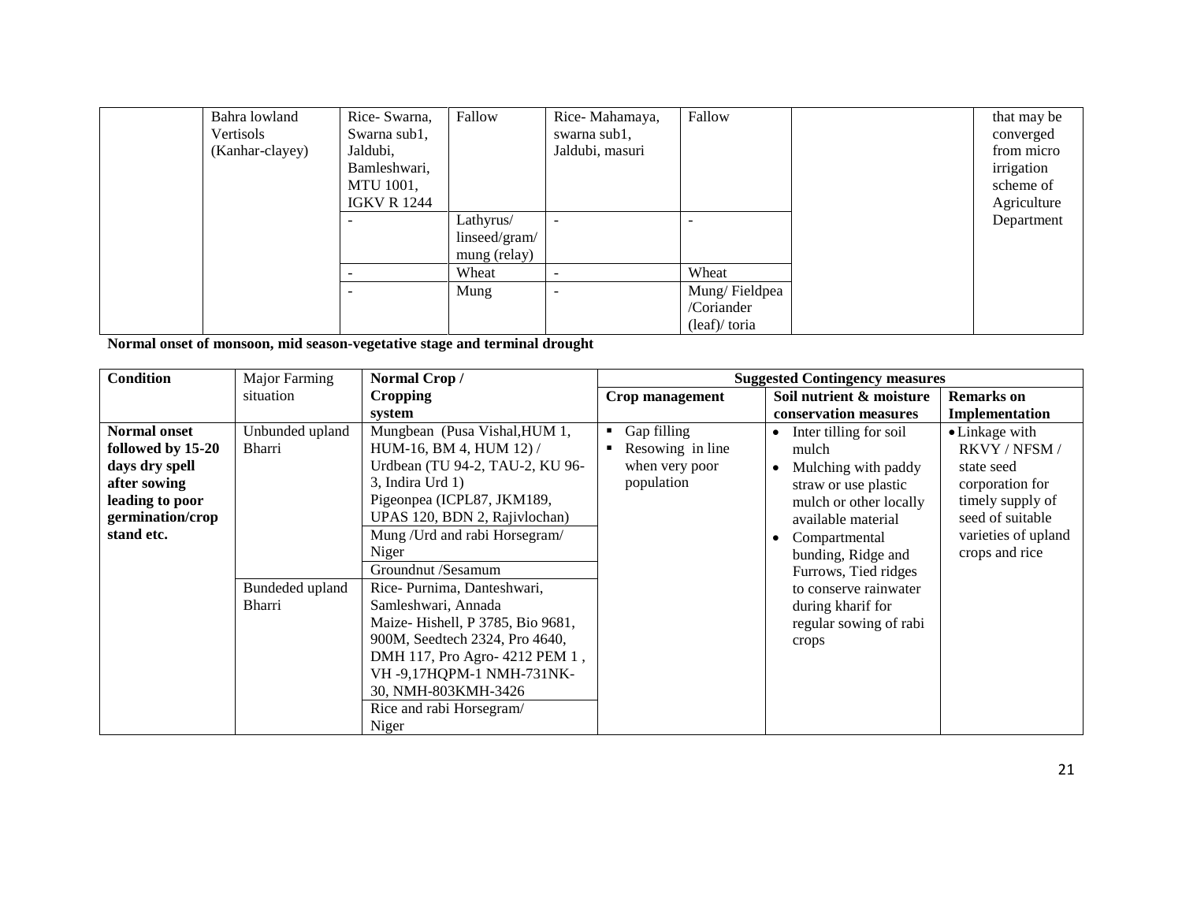| | | | | | | | |
|---|---|---|---|---|---|---|---|
| | Bahra lowland Vertisols (Kanhar-clayey) | Rice- Swarna, Swarna sub1, Jaldubi, Bamleshwari, MTU 1001, IGKV R 1244 | Fallow | Rice- Mahamaya, swarna sub1, Jaldubi, masuri | Fallow | | that may be converged from micro irrigation scheme of Agriculture Department |
| | | - | Lathyrus/ linseed/gram/ mung (relay) | - | - | | |
| | | - | Wheat | - | Wheat | | |
| | | - | Mung | - | Mung/ Fieldpea /Coriander (leaf)/ toria | | |

**Normal onset of monsoon, mid season-vegetative stage and terminal drought**

| Condition | Major Farming situation | Normal Crop / Cropping system | Suggested Contingency measures | | |
|---|---|---|---|---|---|
| | | | **Crop management** | **Soil nutrient & moisture conservation measures** | **Remarks on Implementation** |
| **Normal onset followed by 15-20 days dry spell after sowing leading to poor germination/crop stand etc.** | Unbunded upland Bharri | Mungbean (Pusa Vishal,HUM 1, HUM-16, BM 4, HUM 12) / Urdbean (TU 94-2, TAU-2, KU 96-3, Indira Urd 1) Pigeonpea (ICPL87, JKM189, UPAS 120, BDN 2, Rajivlochan) | ▪ Gap filling<br>▪ Resowing in line when very poor population | • Inter tilling for soil mulch<br>• Mulching with paddy straw or use plastic mulch or other locally available material<br>• Compartmental bunding, Ridge and Furrows, Tied ridges to conserve rainwater during kharif for regular sowing of rabi crops | • Linkage with RKVY / NFSM / state seed corporation for timely supply of seed of suitable varieties of upland crops and rice |
| | | Mung /Urd and rabi Horsegram/ Niger | | | |
| | | Groundnut /Sesamum | | | |
| | Bundeded upland Bharri | Rice- Purnima, Danteshwari, Samleshwari, Annada<br>Maize- Hishell, P 3785, Bio 9681, 900M, Seedtech 2324, Pro 4640, DMH 117, Pro Agro- 4212 PEM 1 , VH -9,17HQPM-1 NMH-731NK-30, NMH-803KMH-3426 | | | |
| | | Rice and rabi Horsegram/ Niger | | | |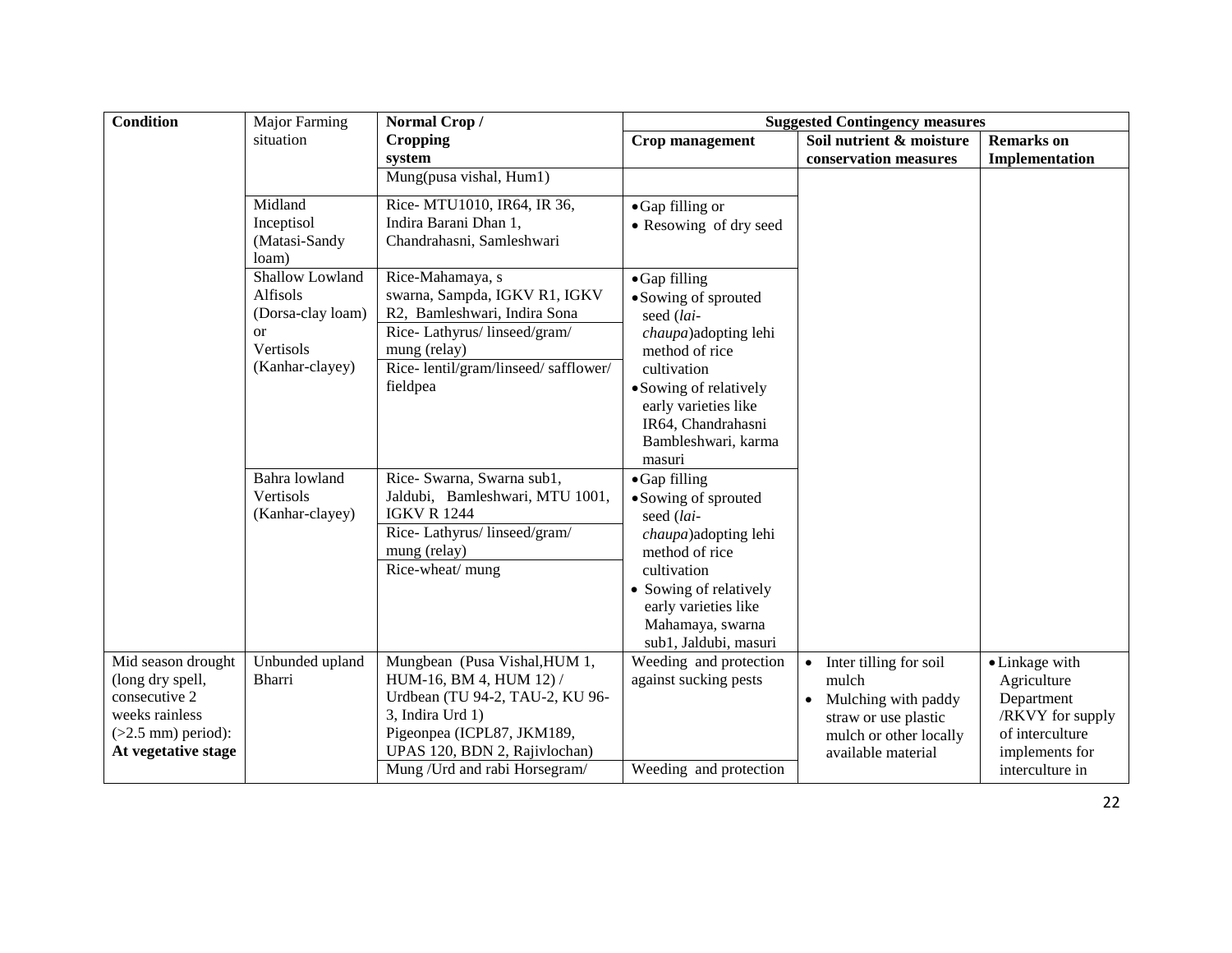| Condition | Major Farming situation | Normal Crop / Cropping system | Suggested Contingency measures | | |
|---|---|---|---|---|---|
| | | | Crop management | Soil nutrient & moisture conservation measures | Remarks on Implementation |
| | | Mung(pusa vishal, Hum1) | | | |
| | Midland Inceptisol (Matasi-Sandy loam) | Rice- MTU1010, IR64, IR 36, Indira Barani Dhan 1, Chandrahasni, Samleshwari | • Gap filling or<br>• Resowing of dry seed | | |
| | Shallow Lowland Alfisols (Dorsa-clay loam) or Vertisols (Kanhar-clayey) | Rice-Mahamaya, s swarna, Sampda, IGKV R1, IGKV R2, Bamleshwari, Indira Sona | • Gap filling<br>• Sowing of sprouted seed (*lai-chaupa*)adopting lehi method of rice cultivation<br>• Sowing of relatively early varieties like IR64, Chandrahasni Bambleshwari, karma masuri | | |
| | | Rice- Lathyrus/ linseed/gram/ mung (relay) | | | |
| | | Rice- lentil/gram/linseed/ safflower/ fieldpea | | | |
| | Bahra lowland Vertisols (Kanhar-clayey) | Rice- Swarna, Swarna sub1, Jaldubi, Bamleshwari, MTU 1001, IGKV R 1244 | • Gap filling<br>• Sowing of sprouted seed (*lai-chaupa*)adopting lehi method of rice cultivation<br>• Sowing of relatively early varieties like Mahamaya, swarna sub1, Jaldubi, masuri | | |
| | | Rice- Lathyrus/ linseed/gram/ mung (relay) | | | |
| | | Rice-wheat/ mung | | | |
| Mid season drought (long dry spell, consecutive 2 weeks rainless (>2.5 mm) period): **At vegetative stage** | Unbunded upland Bharri | Mungbean (Pusa Vishal,HUM 1, HUM-16, BM 4, HUM 12) / Urdbean (TU 94-2, TAU-2, KU 96-3, Indira Urd 1) Pigeonpea (ICPL87, JKM189, UPAS 120, BDN 2, Rajivlochan) | Weeding and protection against sucking pests | • Inter tilling for soil mulch<br>• Mulching with paddy straw or use plastic mulch or other locally available material | • Linkage with Agriculture Department /RKVY for supply of interculture implements for interculture in |
| | | Mung /Urd and rabi Horsegram/ | Weeding and protection | | |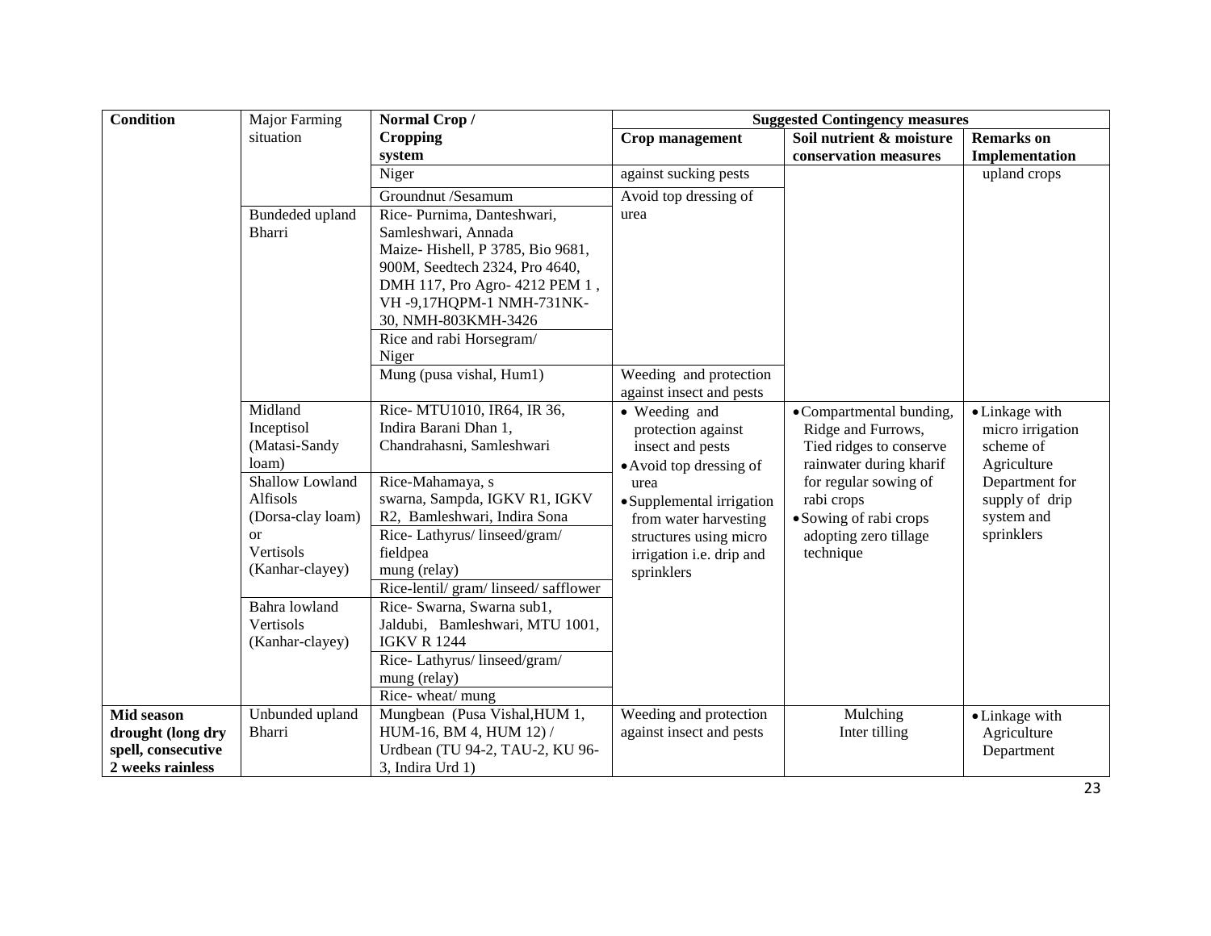| Condition | Major Farming situation | Normal Crop / Cropping system | Suggested Contingency measures | | |
|---|---|---|---|---|---|
| | | | **Crop management** | **Soil nutrient & moisture conservation measures** | **Remarks on Implementation** |
| | | Niger | against sucking pests | | upland crops |
| | | Groundnut /Sesamum | Avoid top dressing of urea | | |
| | Bundeded upland Bharri | Rice- Purnima, Danteshwari, Samleshwari, Annada<br>Maize- Hishell, P 3785, Bio 9681, 900M, Seedtech 2324, Pro 4640, DMH 117, Pro Agro- 4212 PEM 1 , VH -9,17HQPM-1 NMH-731NK-30, NMH-803KMH-3426 | | | |
| | | Rice and rabi Horsegram/ Niger | | | |
| | | Mung (pusa vishal, Hum1) | Weeding and protection against insect and pests | | |
| | Midland Inceptisol (Matasi-Sandy loam) | Rice- MTU1010, IR64, IR 36, Indira Barani Dhan 1, Chandrahasni, Samleshwari | • Weeding and protection against insect and pests<br>• Avoid top dressing of urea<br>• Supplemental irrigation from water harvesting structures using micro irrigation i.e. drip and sprinklers | • Compartmental bunding, Ridge and Furrows, Tied ridges to conserve rainwater during kharif for regular sowing of rabi crops<br>• Sowing of rabi crops adopting zero tillage technique | • Linkage with micro irrigation scheme of Agriculture Department for supply of drip system and sprinklers |
| | Shallow Lowland Alfisols (Dorsa-clay loam) or Vertisols (Kanhar-clayey) | Rice-Mahamaya, s swarna, Sampda, IGKV R1, IGKV R2, Bamleshwari, Indira Sona | | | |
| | | Rice- Lathyrus/ linseed/gram/ fieldpea mung (relay) | | | |
| | | Rice-lentil/ gram/ linseed/ safflower | | | |
| | Bahra lowland Vertisols (Kanhar-clayey) | Rice- Swarna, Swarna sub1, Jaldubi, Bamleshwari, MTU 1001, IGKV R 1244 | | | |
| | | Rice- Lathyrus/ linseed/gram/ mung (relay) | | | |
| | | Rice- wheat/ mung | | | |
| **Mid season drought (long dry spell, consecutive 2 weeks rainless** | Unbunded upland Bharri | Mungbean (Pusa Vishal,HUM 1, HUM-16, BM 4, HUM 12) / Urdbean (TU 94-2, TAU-2, KU 96-3, Indira Urd 1) | Weeding and protection against insect and pests | Mulching<br>Inter tilling | • Linkage with Agriculture Department |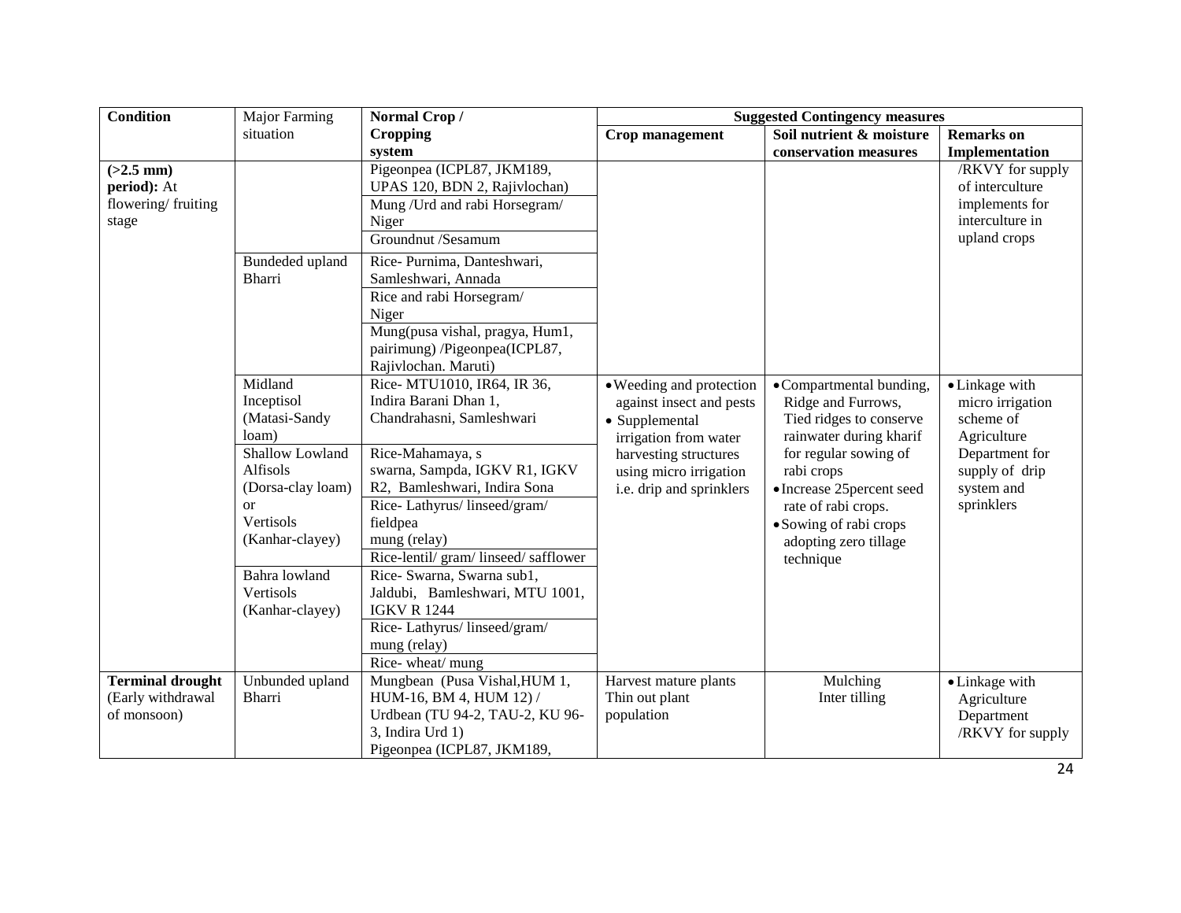| Condition | Major Farming situation | Normal Crop / Cropping system | Suggested Contingency measures | | |
|---|---|---|---|---|---|
| | | | Crop management | Soil nutrient & moisture conservation measures | Remarks on Implementation |
| **(>2.5 mm) period):** At flowering/ fruiting stage | | Pigeonpea (ICPL87, JKM189, UPAS 120, BDN 2, Rajivlochan) | | | /RKVY for supply of interculture implements for interculture in upland crops |
| | | Mung /Urd and rabi Horsegram/ Niger | | | |
| | | Groundnut /Sesamum | | | |
| | Bundeded upland Bharri | Rice- Purnima, Danteshwari, Samleshwari, Annada | | | |
| | | Rice and rabi Horsegram/ Niger | | | |
| | | Mung(pusa vishal, pragya, Hum1, pairimung) /Pigeonpea(ICPL87, Rajivlochan. Maruti) | | | |
| | Midland Inceptisol (Matasi-Sandy loam) | Rice- MTU1010, IR64, IR 36, Indira Barani Dhan 1, Chandrahasni, Samleshwari | • Weeding and protection against insect and pests<br>• Supplemental irrigation from water harvesting structures using micro irrigation i.e. drip and sprinklers | • Compartmental bunding, Ridge and Furrows, Tied ridges to conserve rainwater during kharif for regular sowing of rabi crops<br>• Increase 25percent seed rate of rabi crops.<br>• Sowing of rabi crops adopting zero tillage technique | • Linkage with micro irrigation scheme of Agriculture Department for supply of drip system and sprinklers |
| | Shallow Lowland Alfisols (Dorsa-clay loam) or Vertisols (Kanhar-clayey) | Rice-Mahamaya, s swarna, Sampda, IGKV R1, IGKV R2, Bamleshwari, Indira Sona | | | |
| | | Rice- Lathyrus/ linseed/gram/ fieldpea mung (relay) | | | |
| | | Rice-lentil/ gram/ linseed/ safflower | | | |
| | Bahra lowland Vertisols (Kanhar-clayey) | Rice- Swarna, Swarna sub1, Jaldubi, Bamleshwari, MTU 1001, IGKV R 1244 | | | |
| | | Rice- Lathyrus/ linseed/gram/ mung (relay) | | | |
| | | Rice- wheat/ mung | | | |
| **Terminal drought** (Early withdrawal of monsoon) | Unbunded upland Bharri | Mungbean (Pusa Vishal,HUM 1, HUM-16, BM 4, HUM 12) / Urdbean (TU 94-2, TAU-2, KU 96-3, Indira Urd 1)<br>Pigeonpea (ICPL87, JKM189, | Harvest mature plants<br>Thin out plant population | Mulching<br>Inter tilling | • Linkage with Agriculture Department /RKVY for supply |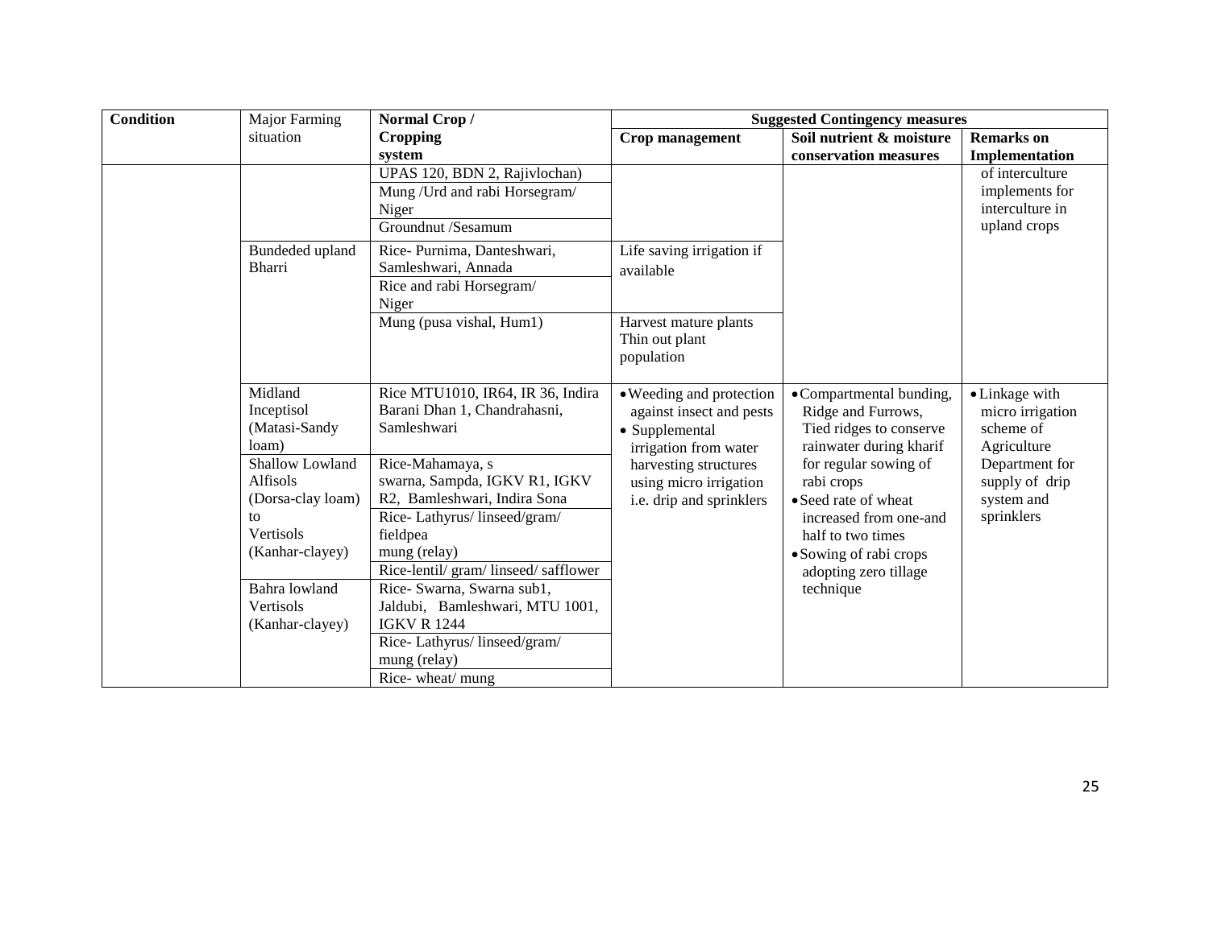| Condition | Major Farming situation | Normal Crop / Cropping system | Suggested Contingency measures | | |
|---|---|---|---|---|---|
| | | | Crop management | Soil nutrient & moisture conservation measures | Remarks on Implementation |
| | | UPAS 120, BDN 2, Rajivlochan) | | | of interculture implements for interculture in upland crops |
| | | Mung /Urd and rabi Horsegram/ Niger | | | |
| | | Groundnut /Sesamum | | | |
| | Bundeded upland Bharri | Rice- Purnima, Danteshwari, Samleshwari, Annada | Life saving irrigation if available | | |
| | | Rice and rabi Horsegram/ Niger | | | |
| | | Mung (pusa vishal, Hum1) | Harvest mature plants Thin out plant population | | |
| | Midland Inceptisol (Matasi-Sandy loam) | Rice MTU1010, IR64, IR 36, Indira Barani Dhan 1, Chandrahasni, Samleshwari | • Weeding and protection against insect and pests<br>• Supplemental irrigation from water harvesting structures using micro irrigation i.e. drip and sprinklers | • Compartmental bunding, Ridge and Furrows, Tied ridges to conserve rainwater during kharif for regular sowing of rabi crops<br>• Seed rate of wheat increased from one-and half to two times<br>• Sowing of rabi crops adopting zero tillage technique | • Linkage with micro irrigation scheme of Agriculture Department for supply of drip system and sprinklers |
| | Shallow Lowland Alfisols (Dorsa-clay loam) to Vertisols (Kanhar-clayey) | Rice-Mahamaya, s swarna, Sampda, IGKV R1, IGKV R2, Bamleshwari, Indira Sona | | | |
| | | Rice- Lathyrus/ linseed/gram/ fieldpea mung (relay) | | | |
| | | Rice-lentil/ gram/ linseed/ safflower | | | |
| | Bahra lowland Vertisols (Kanhar-clayey) | Rice- Swarna, Swarna sub1, Jaldubi, Bamleshwari, MTU 1001, IGKV R 1244 | | | |
| | | Rice- Lathyrus/ linseed/gram/ mung (relay) | | | |
| | | Rice- wheat/ mung | | | |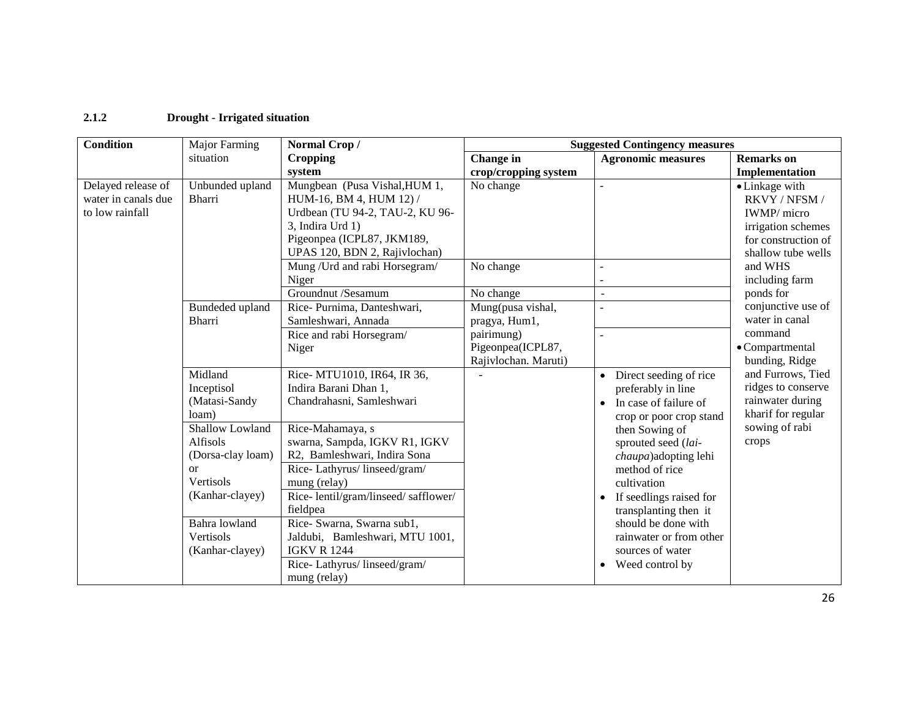### 2.1.2 Drought - Irrigated situation

| Condition | Major Farming situation | Normal Crop / Cropping system | Suggested Contingency measures | | |
|---|---|---|---|---|---|
| | | | Change in crop/cropping system | Agronomic measures | Remarks on Implementation |
| Delayed release of water in canals due to low rainfall | Unbunded upland Bharri | Mungbean (Pusa Vishal,HUM 1, HUM-16, BM 4, HUM 12) / Urdbean (TU 94-2, TAU-2, KU 96-3, Indira Urd 1) Pigeonpea (ICPL87, JKM189, UPAS 120, BDN 2, Rajivlochan) | No change | - | • Linkage with RKVY / NFSM / IWMP/ micro irrigation schemes for construction of shallow tube wells and WHS including farm ponds for conjunctive use of water in canal command<br>• Compartmental bunding, Ridge and Furrows, Tied ridges to conserve rainwater during kharif for regular sowing of rabi crops |
| | | Mung /Urd and rabi Horsegram/ Niger | No change | -<br>- | |
| | | Groundnut /Sesamum | No change | - | |
| | Bundeded upland Bharri | Rice- Purnima, Danteshwari, Samleshwari, Annada | Mung(pusa vishal, pragya, Hum1, pairimung) Pigeonpea(ICPL87, Rajivlochan. Maruti) | - | |
| | | Rice and rabi Horsegram/ Niger | | - | |
| | Midland Inceptisol (Matasi-Sandy loam) | Rice- MTU1010, IR64, IR 36, Indira Barani Dhan 1, Chandrahasni, Samleshwari | - | • Direct seeding of rice preferably in line<br>• In case of failure of crop or poor crop stand then Sowing of sprouted seed (*lai-chaupa*)adopting lehi method of rice cultivation<br>• If seedlings raised for transplanting then it should be done with rainwater or from other sources of water<br>• Weed control by | |
| | Shallow Lowland Alfisols (Dorsa-clay loam) or Vertisols (Kanhar-clayey) | Rice-Mahamaya, s swarna, Sampda, IGKV R1, IGKV R2, Bamleshwari, Indira Sona | | | |
| | | Rice- Lathyrus/ linseed/gram/ mung (relay) | | | |
| | | Rice- lentil/gram/linseed/ safflower/ fieldpea | | | |
| | Bahra lowland Vertisols (Kanhar-clayey) | Rice- Swarna, Swarna sub1, Jaldubi, Bamleshwari, MTU 1001, IGKV R 1244 | | | |
| | | Rice- Lathyrus/ linseed/gram/ mung (relay) | | | |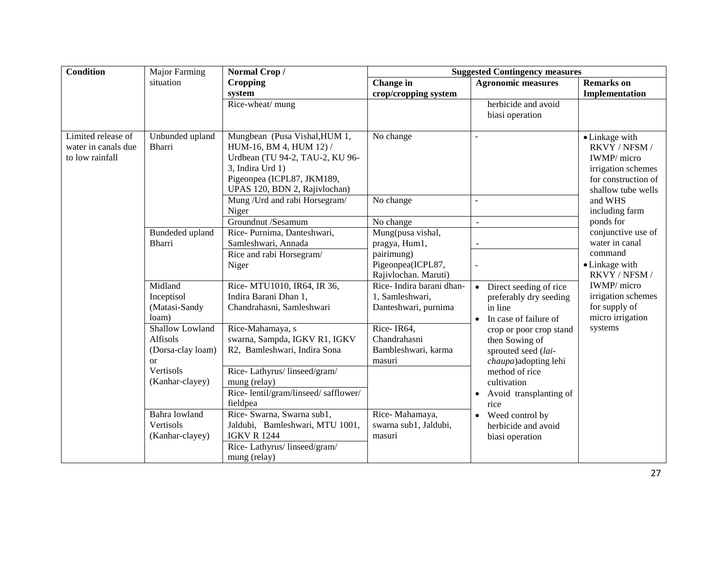| Condition | Major Farming situation | Normal Crop / Cropping system | Suggested Contingency measures | | |
|---|---|---|---|---|---|
| | | | Change in crop/cropping system | Agronomic measures | Remarks on Implementation |
| | | Rice-wheat/ mung | | herbicide and avoid biasi operation | |
| Limited release of water in canals due to low rainfall | Unbunded upland Bharri | Mungbean (Pusa Vishal,HUM 1, HUM-16, BM 4, HUM 12) / Urdbean (TU 94-2, TAU-2, KU 96-3, Indira Urd 1) Pigeonpea (ICPL87, JKM189, UPAS 120, BDN 2, Rajivlochan) | No change | - | • Linkage with RKVY / NFSM / IWMP/ micro irrigation schemes for construction of shallow tube wells and WHS including farm ponds for conjunctive use of water in canal command<br>• Linkage with RKVY / NFSM / IWMP/ micro irrigation schemes for supply of micro irrigation systems |
| | | Mung /Urd and rabi Horsegram/ Niger | No change | - | |
| | | Groundnut /Sesamum | No change | - | |
| | Bundeded upland Bharri | Rice- Purnima, Danteshwari, Samleshwari, Annada | Mung(pusa vishal, pragya, Hum1, pairimung) Pigeonpea(ICPL87, Rajivlochan. Maruti) | - | |
| | | Rice and rabi Horsegram/ Niger | | - | |
| | Midland Inceptisol (Matasi-Sandy loam) | Rice- MTU1010, IR64, IR 36, Indira Barani Dhan 1, Chandrahasni, Samleshwari | Rice- Indira barani dhan-1, Samleshwari, Danteshwari, purnima | • Direct seeding of rice preferably dry seeding in line<br>• In case of failure of crop or poor crop stand then Sowing of sprouted seed (*lai-chaupa*)adopting lehi method of rice cultivation<br>• Avoid transplanting of rice<br>• Weed control by herbicide and avoid biasi operation | |
| | Shallow Lowland Alfisols (Dorsa-clay loam) or Vertisols (Kanhar-clayey) | Rice-Mahamaya, s swarna, Sampda, IGKV R1, IGKV R2, Bamleshwari, Indira Sona | Rice- IR64, Chandrahasni Bambleshwari, karma masuri | | |
| | | Rice- Lathyrus/ linseed/gram/ mung (relay) | | | |
| | | Rice- lentil/gram/linseed/ safflower/ fieldpea | | | |
| | Bahra lowland Vertisols (Kanhar-clayey) | Rice- Swarna, Swarna sub1, Jaldubi, Bamleshwari, MTU 1001, IGKV R 1244 | Rice- Mahamaya, swarna sub1, Jaldubi, masuri | | |
| | | Rice- Lathyrus/ linseed/gram/ mung (relay) | | | |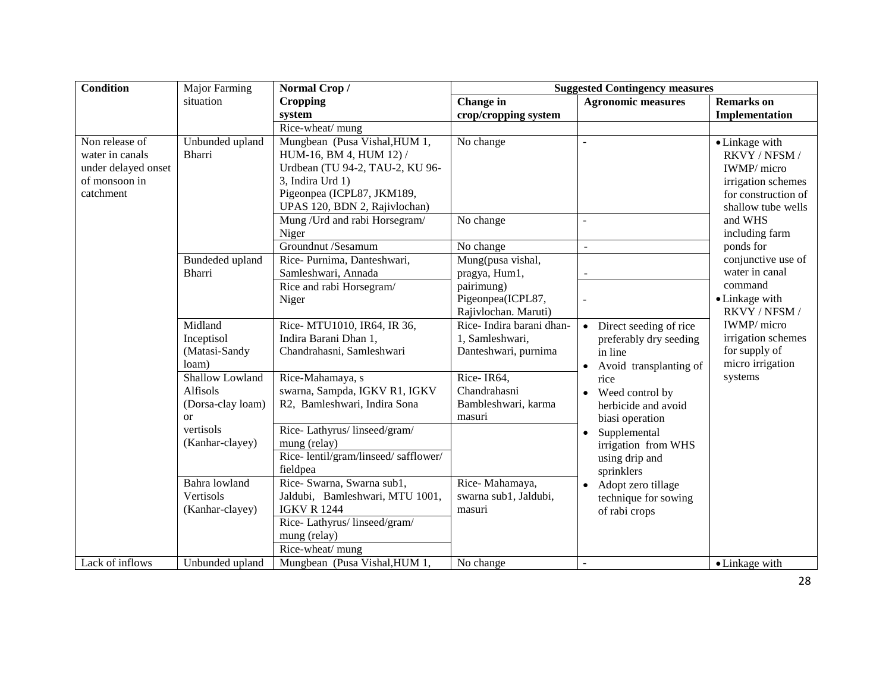| Condition | Major Farming situation | Normal Crop / Cropping system | Suggested Contingency measures | | |
|---|---|---|---|---|---|
| | | | Change in crop/cropping system | Agronomic measures | Remarks on Implementation |
| | | Rice-wheat/ mung | | | |
| Non release of water in canals under delayed onset of monsoon in catchment | Unbunded upland Bharri | Mungbean (Pusa Vishal,HUM 1, HUM-16, BM 4, HUM 12) / Urdbean (TU 94-2, TAU-2, KU 96-3, Indira Urd 1) Pigeonpea (ICPL87, JKM189, UPAS 120, BDN 2, Rajivlochan) | No change | - | • Linkage with RKVY / NFSM / IWMP/ micro irrigation schemes for construction of shallow tube wells and WHS including farm ponds for conjunctive use of water in canal command<br>• Linkage with RKVY / NFSM / IWMP/ micro irrigation schemes for supply of micro irrigation systems |
| | | Mung /Urd and rabi Horsegram/ Niger | No change | - | |
| | | Groundnut /Sesamum | No change | - | |
| | Bundeded upland Bharri | Rice- Purnima, Danteshwari, Samleshwari, Annada | Mung(pusa vishal, pragya, Hum1, pairimung) Pigeonpea(ICPL87, Rajivlochan. Maruti) | - | |
| | | Rice and rabi Horsegram/ Niger | | - | |
| | Midland Inceptisol (Matasi-Sandy loam) | Rice- MTU1010, IR64, IR 36, Indira Barani Dhan 1, Chandrahasni, Samleshwari | Rice- Indira barani dhan-1, Samleshwari, Danteshwari, purnima | • Direct seeding of rice preferably dry seeding in line<br>• Avoid transplanting of rice<br>• Weed control by herbicide and avoid biasi operation<br>• Supplemental irrigation from WHS using drip and sprinklers<br>• Adopt zero tillage technique for sowing of rabi crops | |
| | Shallow Lowland Alfisols (Dorsa-clay loam) or vertisols (Kanhar-clayey) | Rice-Mahamaya, s swarna, Sampda, IGKV R1, IGKV R2, Bamleshwari, Indira Sona | Rice- IR64, Chandrahasni Bambleshwari, karma masuri | | |
| | | Rice- Lathyrus/ linseed/gram/ mung (relay) | | | |
| | | Rice- lentil/gram/linseed/ safflower/ fieldpea | | | |
| | Bahra lowland Vertisols (Kanhar-clayey) | Rice- Swarna, Swarna sub1, Jaldubi, Bamleshwari, MTU 1001, IGKV R 1244 | Rice- Mahamaya, swarna sub1, Jaldubi, masuri | | |
| | | Rice- Lathyrus/ linseed/gram/ mung (relay) | | | |
| | | Rice-wheat/ mung | | | |
| Lack of inflows | Unbunded upland | Mungbean (Pusa Vishal,HUM 1, | No change | - | • Linkage with |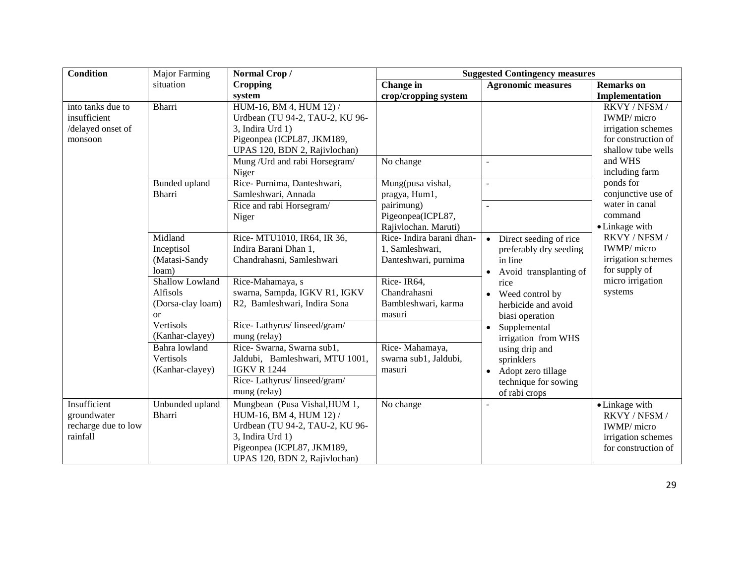| Condition | Major Farming situation | Normal Crop / Cropping system | Suggested Contingency measures | | |
|---|---|---|---|---|---|
| | | | Change in crop/cropping system | Agronomic measures | Remarks on Implementation |
| into tanks due to insufficient /delayed onset of monsoon | Bharri | HUM-16, BM 4, HUM 12) / Urdbean (TU 94-2, TAU-2, KU 96-3, Indira Urd 1) Pigeonpea (ICPL87, JKM189, UPAS 120, BDN 2, Rajivlochan) | | | RKVY / NFSM / IWMP/ micro irrigation schemes for construction of shallow tube wells and WHS including farm ponds for conjunctive use of water in canal command<br>• Linkage with RKVY / NFSM / IWMP/ micro irrigation schemes for supply of micro irrigation systems |
| | | Mung /Urd and rabi Horsegram/ Niger | No change | - | |
| | Bunded upland Bharri | Rice- Purnima, Danteshwari, Samleshwari, Annada | Mung(pusa vishal, pragya, Hum1, pairimung) Pigeonpea(ICPL87, Rajivlochan. Maruti) | - | |
| | | Rice and rabi Horsegram/ Niger | | - | |
| | Midland Inceptisol (Matasi-Sandy loam) | Rice- MTU1010, IR64, IR 36, Indira Barani Dhan 1, Chandrahasni, Samleshwari | Rice- Indira barani dhan-1, Samleshwari, Danteshwari, purnima | • Direct seeding of rice preferably dry seeding in line<br>• Avoid transplanting of rice<br>• Weed control by herbicide and avoid biasi operation<br>• Supplemental irrigation from WHS using drip and sprinklers<br>• Adopt zero tillage technique for sowing of rabi crops | |
| | Shallow Lowland Alfisols (Dorsa-clay loam) or Vertisols (Kanhar-clayey) | Rice-Mahamaya, s swarna, Sampda, IGKV R1, IGKV R2, Bamleshwari, Indira Sona | Rice- IR64, Chandrahasni Bambleshwari, karma masuri | | |
| | | Rice- Lathyrus/ linseed/gram/ mung (relay) | | | |
| | Bahra lowland Vertisols (Kanhar-clayey) | Rice- Swarna, Swarna sub1, Jaldubi, Bamleshwari, MTU 1001, IGKV R 1244 | Rice- Mahamaya, swarna sub1, Jaldubi, masuri | | |
| | | Rice- Lathyrus/ linseed/gram/ mung (relay) | | | |
| Insufficient groundwater recharge due to low rainfall | Unbunded upland Bharri | Mungbean (Pusa Vishal,HUM 1, HUM-16, BM 4, HUM 12) / Urdbean (TU 94-2, TAU-2, KU 96-3, Indira Urd 1) Pigeonpea (ICPL87, JKM189, UPAS 120, BDN 2, Rajivlochan) | No change | - | • Linkage with RKVY / NFSM / IWMP/ micro irrigation schemes for construction of |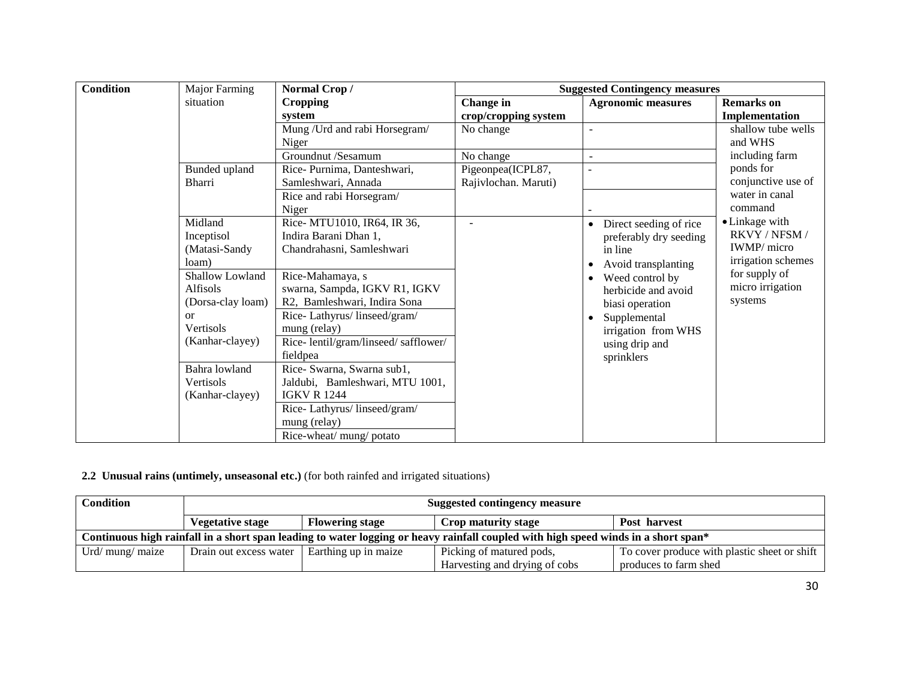| Condition | Major Farming situation | Normal Crop / Cropping system | Suggested Contingency measures | | |
|---|---|---|---|---|---|
| | | | Change in crop/cropping system | Agronomic measures | Remarks on Implementation |
| | | Mung /Urd and rabi Horsegram/ Niger | No change | - | shallow tube wells and WHS including farm ponds for conjunctive use of water in canal command<br>• Linkage with RKVY / NFSM / IWMP/ micro irrigation schemes for supply of micro irrigation systems |
| | | Groundnut /Sesamum | No change | - | |
| | Bunded upland Bharri | Rice- Purnima, Danteshwari, Samleshwari, Annada | Pigeonpea(ICPL87, Rajivlochan. Maruti) | - | |
| | | Rice and rabi Horsegram/ Niger | | - | |
| | Midland Inceptisol (Matasi-Sandy loam) | Rice- MTU1010, IR64, IR 36, Indira Barani Dhan 1, Chandrahasni, Samleshwari | - | • Direct seeding of rice preferably dry seeding in line<br>• Avoid transplanting<br>• Weed control by herbicide and avoid biasi operation<br>• Supplemental irrigation from WHS using drip and sprinklers | |
| | Shallow Lowland Alfisols (Dorsa-clay loam) or Vertisols (Kanhar-clayey) | Rice-Mahamaya, s swarna, Sampda, IGKV R1, IGKV R2, Bamleshwari, Indira Sona | | | |
| | | Rice- Lathyrus/ linseed/gram/ mung (relay) | | | |
| | | Rice- lentil/gram/linseed/ safflower/ fieldpea | | | |
| | Bahra lowland Vertisols (Kanhar-clayey) | Rice- Swarna, Swarna sub1, Jaldubi, Bamleshwari, MTU 1001, IGKV R 1244 | | | |
| | | Rice- Lathyrus/ linseed/gram/ mung (relay) | | | |
| | | Rice-wheat/ mung/ potato | | | |

**2.2 Unusual rains (untimely, unseasonal etc.)** (for both rainfed and irrigated situations)

| Condition | Suggested contingency measure | | | |
|---|---|---|---|---|
| | **Vegetative stage** | **Flowering stage** | **Crop maturity stage** | **Post harvest** |
| **Continuous high rainfall in a short span leading to water logging or heavy rainfall coupled with high speed winds in a short span*** | | | | |
| Urd/ mung/ maize | Drain out excess water | Earthing up in maize | Picking of matured pods, Harvesting and drying of cobs | To cover produce with plastic sheet or shift produces to farm shed |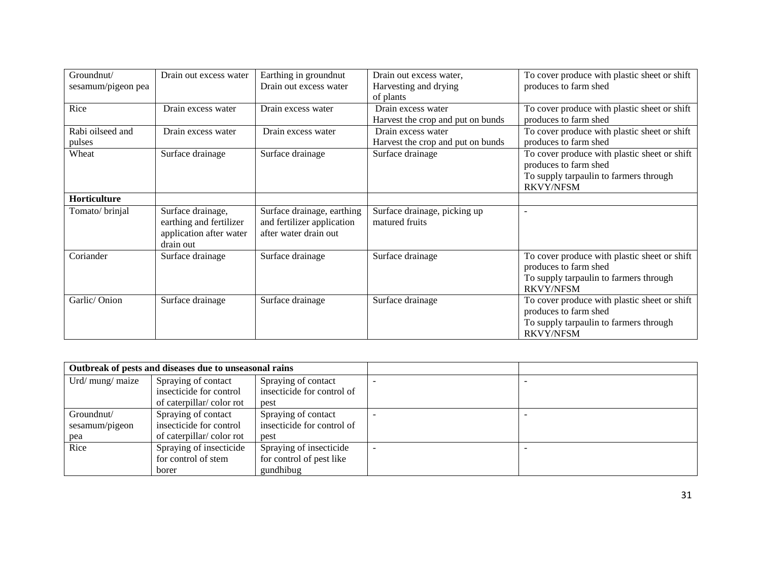| | | | | |
|---|---|---|---|---|
| Groundnut/ sesamum/pigeon pea | Drain out excess water | Earthing in groundnut Drain out excess water | Drain out excess water, Harvesting and drying of plants | To cover produce with plastic sheet or shift produces to farm shed |
| Rice | Drain excess water | Drain excess water | Drain excess water Harvest the crop and put on bunds | To cover produce with plastic sheet or shift produces to farm shed |
| Rabi oilseed and pulses | Drain excess water | Drain excess water | Drain excess water Harvest the crop and put on bunds | To cover produce with plastic sheet or shift produces to farm shed |
| Wheat | Surface drainage | Surface drainage | Surface drainage | To cover produce with plastic sheet or shift produces to farm shed To supply tarpaulin to farmers through RKVY/NFSM |
| **Horticulture** | | | | |
| Tomato/ brinjal | Surface drainage, earthing and fertilizer application after water drain out | Surface drainage, earthing and fertilizer application after water drain out | Surface drainage, picking up matured fruits | - |
| Coriander | Surface drainage | Surface drainage | Surface drainage | To cover produce with plastic sheet or shift produces to farm shed To supply tarpaulin to farmers through RKVY/NFSM |
| Garlic/ Onion | Surface drainage | Surface drainage | Surface drainage | To cover produce with plastic sheet or shift produces to farm shed To supply tarpaulin to farmers through RKVY/NFSM |

| **Outbreak of pests and diseases due to unseasonal rains** | | | | |
|---|---|---|---|---|
| Urd/ mung/ maize | Spraying of contact insecticide for control of caterpillar/ color rot | Spraying of contact insecticide for control of pest | - | - |
| Groundnut/ sesamum/pigeon pea | Spraying of contact insecticide for control of caterpillar/ color rot | Spraying of contact insecticide for control of pest | - | - |
| Rice | Spraying of insecticide for control of stem borer | Spraying of insecticide for control of pest like gundhibug | - | - |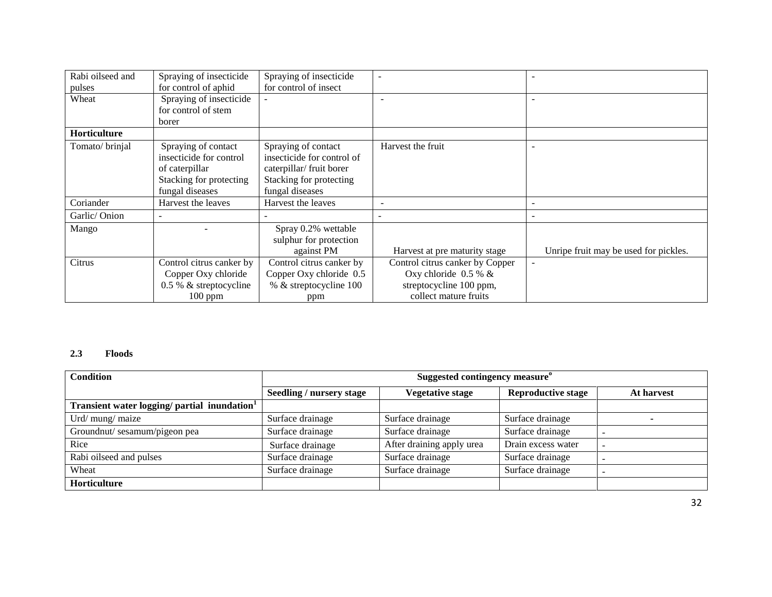| Rabi oilseed and pulses | Spraying of insecticide for control of aphid | Spraying of insecticide for control of insect | - | - |
|---|---|---|---|---|
| Wheat | Spraying of insecticide for control of stem borer | - | - | - |
| **Horticulture** | | | | |
| Tomato/ brinjal | Spraying of contact insecticide for control of caterpillar Stacking for protecting fungal diseases | Spraying of contact insecticide for control of caterpillar/ fruit borer Stacking for protecting fungal diseases | Harvest the fruit | - |
| Coriander | Harvest the leaves | Harvest the leaves | - | - |
| Garlic/ Onion | - | - | - | - |
| Mango | - | Spray 0.2% wettable sulphur for protection against PM | Harvest at pre maturity stage | Unripe fruit may be used for pickles. |
| Citrus | Control citrus canker by Copper Oxy chloride 0.5 % & streptocycline 100 ppm | Control citrus canker by Copper Oxy chloride 0.5 % & streptocycline 100 ppm | Control citrus canker by Copper Oxy chloride 0.5 % & streptocycline 100 ppm, collect mature fruits | - |

**2.3 Floods**

| Condition | Suggested contingency measure[o] | | | |
|---|---|---|---|---|
| | **Seedling / nursery stage** | **Vegetative stage** | **Reproductive stage** | **At harvest** |
| **Transient water logging/ partial inundation[1]** | | | | |
| Urd/ mung/ maize | Surface drainage | Surface drainage | Surface drainage | - |
| Groundnut/ sesamum/pigeon pea | Surface drainage | Surface drainage | Surface drainage | - |
| Rice | Surface drainage | After draining apply urea | Drain excess water | - |
| Rabi oilseed and pulses | Surface drainage | Surface drainage | Surface drainage | - |
| Wheat | Surface drainage | Surface drainage | Surface drainage | - |
| **Horticulture** | | | | |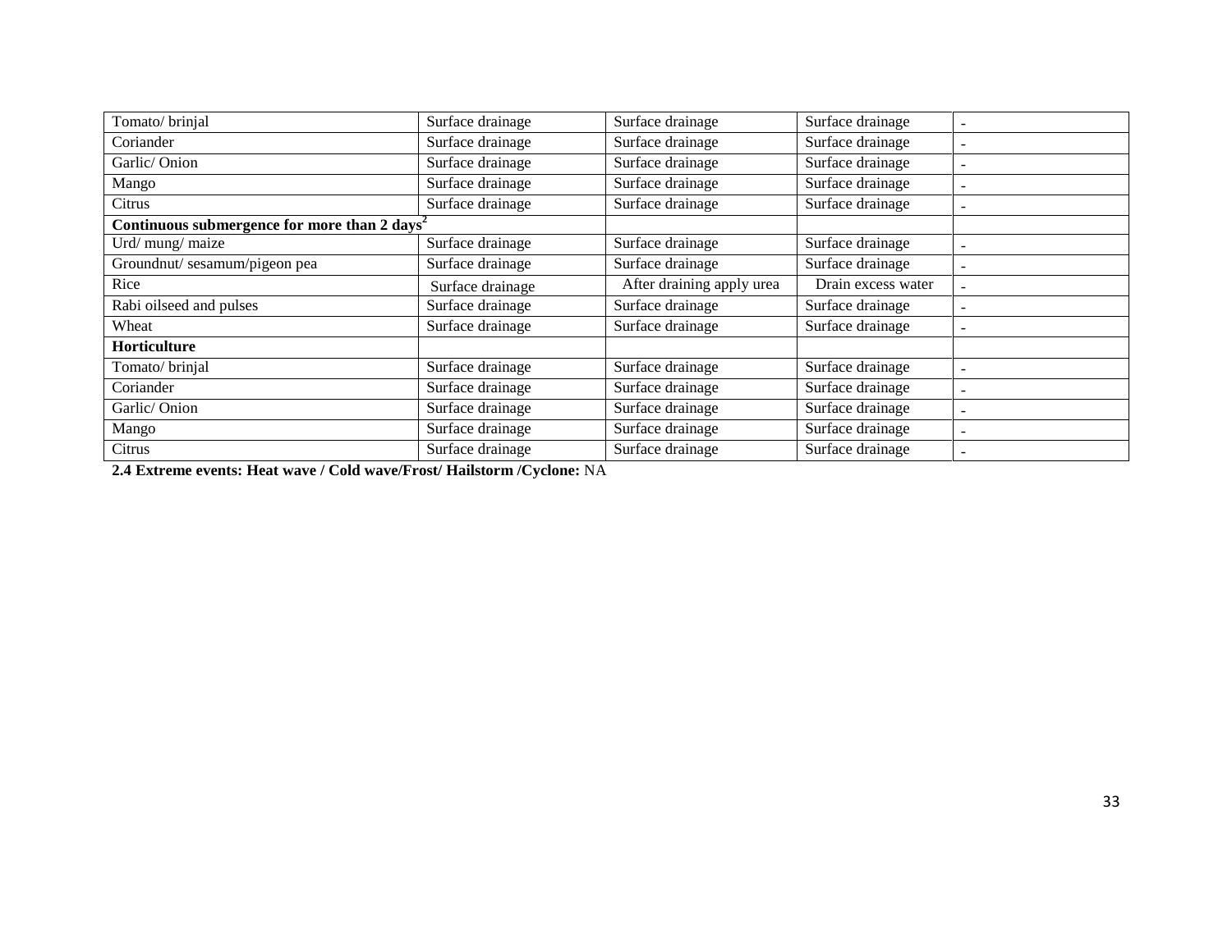| | | | | |
|---|---|---|---|---|
| Tomato/ brinjal | Surface drainage | Surface drainage | Surface drainage | - |
| Coriander | Surface drainage | Surface drainage | Surface drainage | - |
| Garlic/ Onion | Surface drainage | Surface drainage | Surface drainage | - |
| Mango | Surface drainage | Surface drainage | Surface drainage | - |
| Citrus | Surface drainage | Surface drainage | Surface drainage | - |
| **Continuous submergence for more than 2 days[2]** | | | | |
| Urd/ mung/ maize | Surface drainage | Surface drainage | Surface drainage | - |
| Groundnut/ sesamum/pigeon pea | Surface drainage | Surface drainage | Surface drainage | - |
| Rice | Surface drainage | After draining apply urea | Drain excess water | - |
| Rabi oilseed and pulses | Surface drainage | Surface drainage | Surface drainage | - |
| Wheat | Surface drainage | Surface drainage | Surface drainage | - |
| **Horticulture** | | | | |
| Tomato/ brinjal | Surface drainage | Surface drainage | Surface drainage | - |
| Coriander | Surface drainage | Surface drainage | Surface drainage | - |
| Garlic/ Onion | Surface drainage | Surface drainage | Surface drainage | - |
| Mango | Surface drainage | Surface drainage | Surface drainage | - |
| Citrus | Surface drainage | Surface drainage | Surface drainage | - |

**2.4 Extreme events: Heat wave / Cold wave/Frost/ Hailstorm /Cyclone:** NA